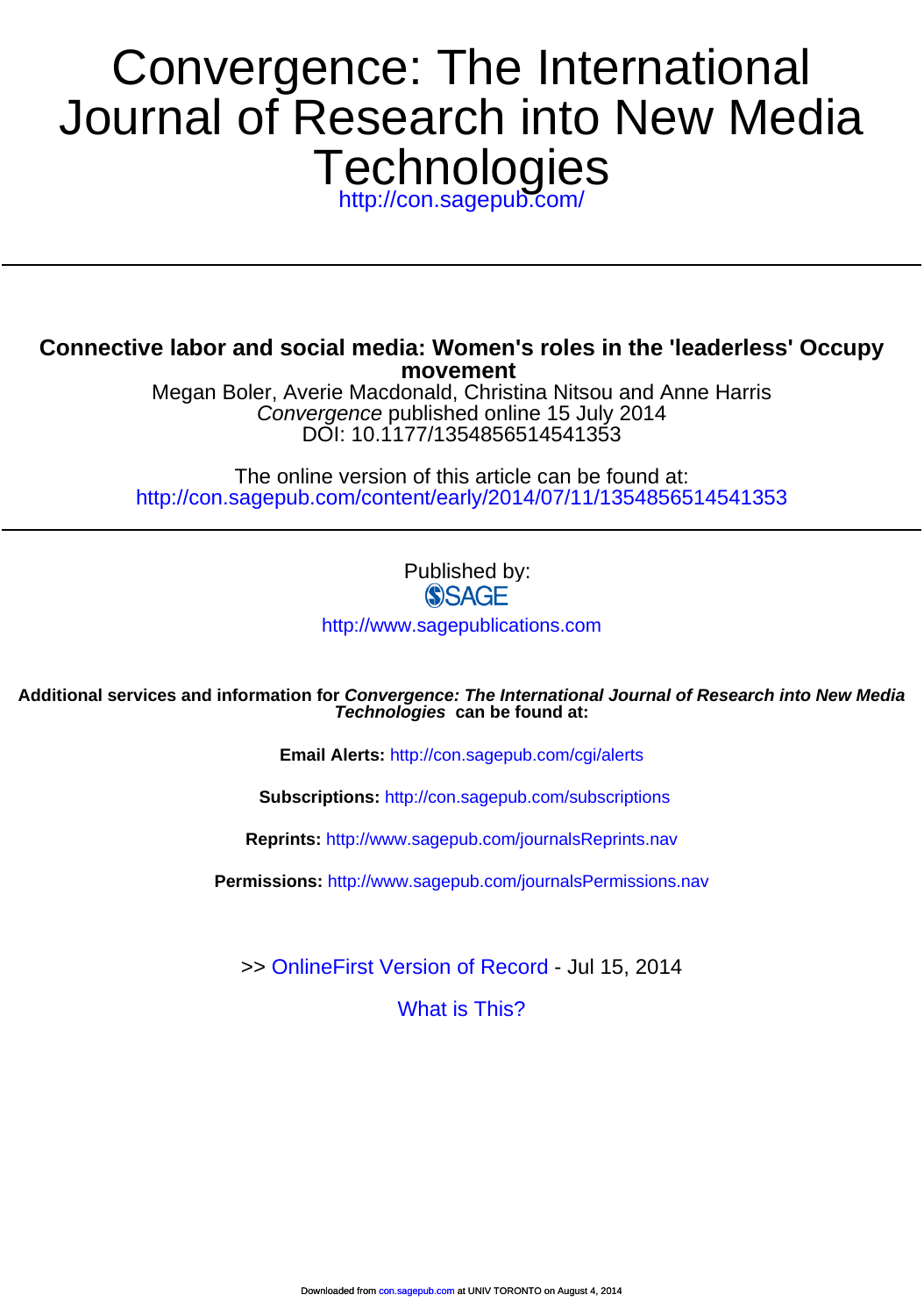# Convergence: The International Journal of Research into New Media Technologies

http://con.sagepub.com/

---

## Connective labor and social media: Women's roles in the 'leaderless' Occupy movement

Megan Boler, Averie Macdonald, Christina Nitsou and Anne Harris

*Convergence* published online 15 July 2014

DOI: 10.1177/1354856514541353

The online version of this article can be found at:

http://con.sagepub.com/content/early/2014/07/11/1354856514541353

---

Published by:

SAGE

http://www.sagepublications.com

**Additional services and information for *Convergence: The International Journal of Research into New Media Technologies* can be found at:**

**Email Alerts:** http://con.sagepub.com/cgi/alerts

**Subscriptions:** http://con.sagepub.com/subscriptions

**Reprints:** http://www.sagepub.com/journalsReprints.nav

**Permissions:** http://www.sagepub.com/journalsPermissions.nav

>> OnlineFirst Version of Record - Jul 15, 2014

What is This?

Downloaded from con.sagepub.com at UNIV TORONTO on August 4, 2014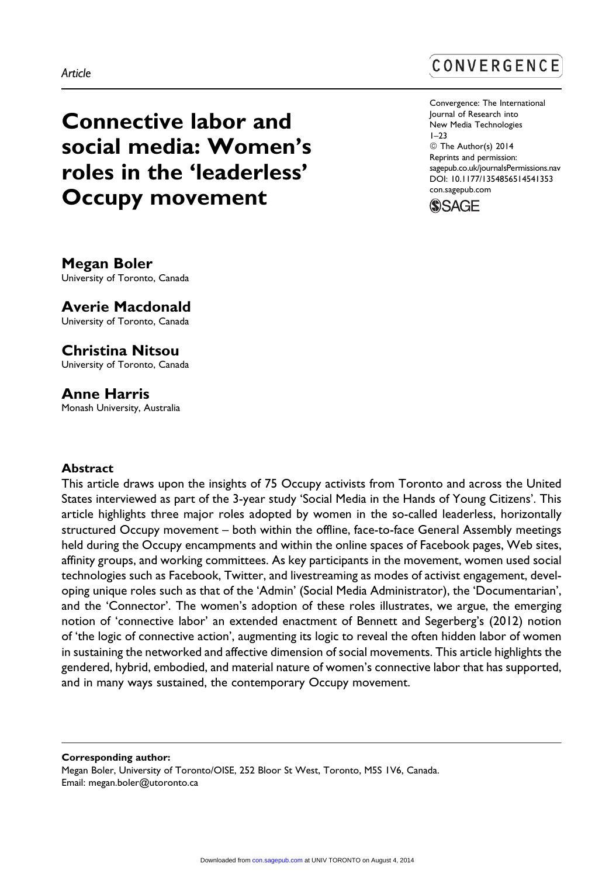Article

# Connective labor and social media: Women's roles in the 'leaderless' Occupy movement

Convergence: The International Journal of Research into New Media Technologies
1–23
© The Author(s) 2014
Reprints and permission: sagepub.co.uk/journalsPermissions.nav
DOI: 10.1177/1354856514541353
con.sagepub.com

**Megan Boler**
University of Toronto, Canada

**Averie Macdonald**
University of Toronto, Canada

**Christina Nitsou**
University of Toronto, Canada

**Anne Harris**
Monash University, Australia

## Abstract

This article draws upon the insights of 75 Occupy activists from Toronto and across the United States interviewed as part of the 3-year study 'Social Media in the Hands of Young Citizens'. This article highlights three major roles adopted by women in the so-called leaderless, horizontally structured Occupy movement – both within the offline, face-to-face General Assembly meetings held during the Occupy encampments and within the online spaces of Facebook pages, Web sites, affinity groups, and working committees. As key participants in the movement, women used social technologies such as Facebook, Twitter, and livestreaming as modes of activist engagement, developing unique roles such as that of the 'Admin' (Social Media Administrator), the 'Documentarian', and the 'Connector'. The women's adoption of these roles illustrates, we argue, the emerging notion of 'connective labor' an extended enactment of Bennett and Segerberg's (2012) notion of 'the logic of connective action', augmenting its logic to reveal the often hidden labor of women in sustaining the networked and affective dimension of social movements. This article highlights the gendered, hybrid, embodied, and material nature of women's connective labor that has supported, and in many ways sustained, the contemporary Occupy movement.

**Corresponding author:**
Megan Boler, University of Toronto/OISE, 252 Bloor St West, Toronto, M5S 1V6, Canada.
Email: megan.boler@utoronto.ca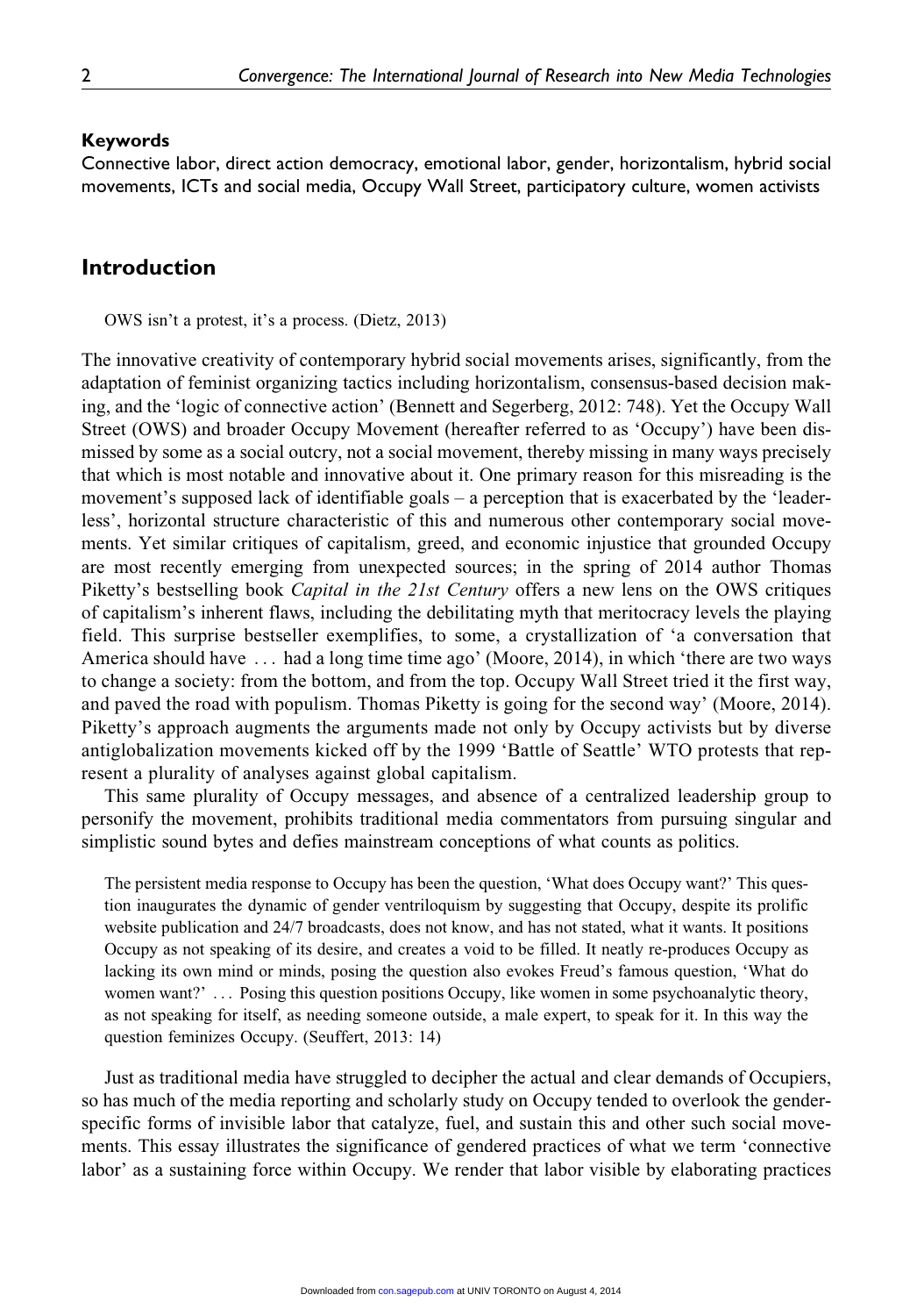## Keywords

Connective labor, direct action democracy, emotional labor, gender, horizontalism, hybrid social movements, ICTs and social media, Occupy Wall Street, participatory culture, women activists

## Introduction

> OWS isn't a protest, it's a process. (Dietz, 2013)

The innovative creativity of contemporary hybrid social movements arises, significantly, from the adaptation of feminist organizing tactics including horizontalism, consensus-based decision making, and the 'logic of connective action' (Bennett and Segerberg, 2012: 748). Yet the Occupy Wall Street (OWS) and broader Occupy Movement (hereafter referred to as 'Occupy') have been dismissed by some as a social outcry, not a social movement, thereby missing in many ways precisely that which is most notable and innovative about it. One primary reason for this misreading is the movement's supposed lack of identifiable goals – a perception that is exacerbated by the 'leaderless', horizontal structure characteristic of this and numerous other contemporary social movements. Yet similar critiques of capitalism, greed, and economic injustice that grounded Occupy are most recently emerging from unexpected sources; in the spring of 2014 author Thomas Piketty's bestselling book *Capital in the 21st Century* offers a new lens on the OWS critiques of capitalism's inherent flaws, including the debilitating myth that meritocracy levels the playing field. This surprise bestseller exemplifies, to some, a crystallization of 'a conversation that America should have . . . had a long time time ago' (Moore, 2014), in which 'there are two ways to change a society: from the bottom, and from the top. Occupy Wall Street tried it the first way, and paved the road with populism. Thomas Piketty is going for the second way' (Moore, 2014). Piketty's approach augments the arguments made not only by Occupy activists but by diverse antiglobalization movements kicked off by the 1999 'Battle of Seattle' WTO protests that represent a plurality of analyses against global capitalism.

This same plurality of Occupy messages, and absence of a centralized leadership group to personify the movement, prohibits traditional media commentators from pursuing singular and simplistic sound bytes and defies mainstream conceptions of what counts as politics.

> The persistent media response to Occupy has been the question, 'What does Occupy want?' This question inaugurates the dynamic of gender ventriloquism by suggesting that Occupy, despite its prolific website publication and 24/7 broadcasts, does not know, and has not stated, what it wants. It positions Occupy as not speaking of its desire, and creates a void to be filled. It neatly re-produces Occupy as lacking its own mind or minds, posing the question also evokes Freud's famous question, 'What do women want?' . . . Posing this question positions Occupy, like women in some psychoanalytic theory, as not speaking for itself, as needing someone outside, a male expert, to speak for it. In this way the question feminizes Occupy. (Seuffert, 2013: 14)

Just as traditional media have struggled to decipher the actual and clear demands of Occupiers, so has much of the media reporting and scholarly study on Occupy tended to overlook the gender-specific forms of invisible labor that catalyze, fuel, and sustain this and other such social movements. This essay illustrates the significance of gendered practices of what we term 'connective labor' as a sustaining force within Occupy. We render that labor visible by elaborating practices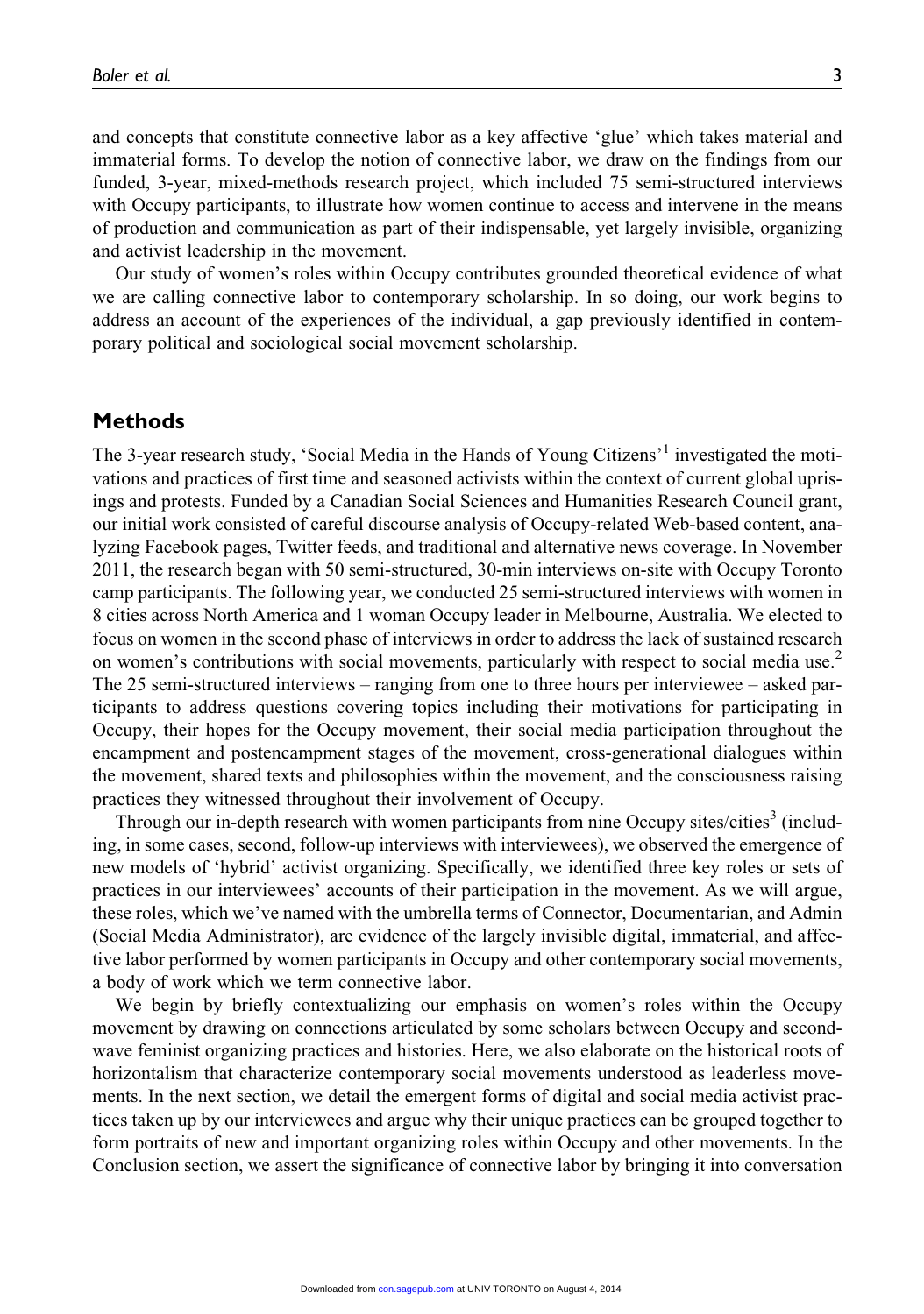and concepts that constitute connective labor as a key affective 'glue' which takes material and immaterial forms. To develop the notion of connective labor, we draw on the findings from our funded, 3-year, mixed-methods research project, which included 75 semi-structured interviews with Occupy participants, to illustrate how women continue to access and intervene in the means of production and communication as part of their indispensable, yet largely invisible, organizing and activist leadership in the movement.

Our study of women's roles within Occupy contributes grounded theoretical evidence of what we are calling connective labor to contemporary scholarship. In so doing, our work begins to address an account of the experiences of the individual, a gap previously identified in contemporary political and sociological social movement scholarship.

## Methods

The 3-year research study, 'Social Media in the Hands of Young Citizens'[1] investigated the motivations and practices of first time and seasoned activists within the context of current global uprisings and protests. Funded by a Canadian Social Sciences and Humanities Research Council grant, our initial work consisted of careful discourse analysis of Occupy-related Web-based content, analyzing Facebook pages, Twitter feeds, and traditional and alternative news coverage. In November 2011, the research began with 50 semi-structured, 30-min interviews on-site with Occupy Toronto camp participants. The following year, we conducted 25 semi-structured interviews with women in 8 cities across North America and 1 woman Occupy leader in Melbourne, Australia. We elected to focus on women in the second phase of interviews in order to address the lack of sustained research on women's contributions with social movements, particularly with respect to social media use.[2] The 25 semi-structured interviews – ranging from one to three hours per interviewee – asked participants to address questions covering topics including their motivations for participating in Occupy, their hopes for the Occupy movement, their social media participation throughout the encampment and postencampment stages of the movement, cross-generational dialogues within the movement, shared texts and philosophies within the movement, and the consciousness raising practices they witnessed throughout their involvement of Occupy.

Through our in-depth research with women participants from nine Occupy sites/cities[3] (including, in some cases, second, follow-up interviews with interviewees), we observed the emergence of new models of 'hybrid' activist organizing. Specifically, we identified three key roles or sets of practices in our interviewees' accounts of their participation in the movement. As we will argue, these roles, which we've named with the umbrella terms of Connector, Documentarian, and Admin (Social Media Administrator), are evidence of the largely invisible digital, immaterial, and affective labor performed by women participants in Occupy and other contemporary social movements, a body of work which we term connective labor.

We begin by briefly contextualizing our emphasis on women's roles within the Occupy movement by drawing on connections articulated by some scholars between Occupy and second-wave feminist organizing practices and histories. Here, we also elaborate on the historical roots of horizontalism that characterize contemporary social movements understood as leaderless movements. In the next section, we detail the emergent forms of digital and social media activist practices taken up by our interviewees and argue why their unique practices can be grouped together to form portraits of new and important organizing roles within Occupy and other movements. In the Conclusion section, we assert the significance of connective labor by bringing it into conversation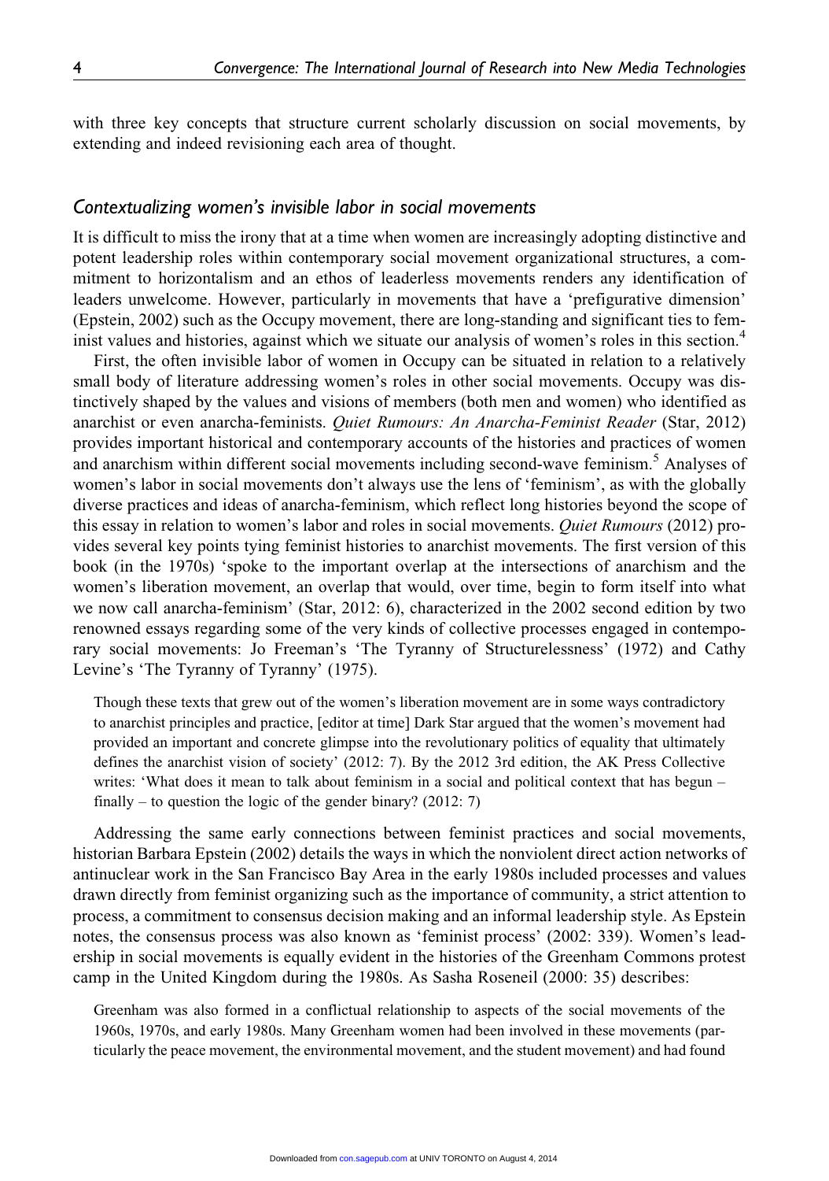with three key concepts that structure current scholarly discussion on social movements, by extending and indeed revisioning each area of thought.

## *Contextualizing women's invisible labor in social movements*

It is difficult to miss the irony that at a time when women are increasingly adopting distinctive and potent leadership roles within contemporary social movement organizational structures, a commitment to horizontalism and an ethos of leaderless movements renders any identification of leaders unwelcome. However, particularly in movements that have a 'prefigurative dimension' (Epstein, 2002) such as the Occupy movement, there are long-standing and significant ties to feminist values and histories, against which we situate our analysis of women's roles in this section.[4]

First, the often invisible labor of women in Occupy can be situated in relation to a relatively small body of literature addressing women's roles in other social movements. Occupy was distinctively shaped by the values and visions of members (both men and women) who identified as anarchist or even anarcha-feminists. *Quiet Rumours: An Anarcha-Feminist Reader* (Star, 2012) provides important historical and contemporary accounts of the histories and practices of women and anarchism within different social movements including second-wave feminism.[5] Analyses of women's labor in social movements don't always use the lens of 'feminism', as with the globally diverse practices and ideas of anarcha-feminism, which reflect long histories beyond the scope of this essay in relation to women's labor and roles in social movements. *Quiet Rumours* (2012) provides several key points tying feminist histories to anarchist movements. The first version of this book (in the 1970s) 'spoke to the important overlap at the intersections of anarchism and the women's liberation movement, an overlap that would, over time, begin to form itself into what we now call anarcha-feminism' (Star, 2012: 6), characterized in the 2002 second edition by two renowned essays regarding some of the very kinds of collective processes engaged in contemporary social movements: Jo Freeman's 'The Tyranny of Structurelessness' (1972) and Cathy Levine's 'The Tyranny of Tyranny' (1975).

> Though these texts that grew out of the women's liberation movement are in some ways contradictory to anarchist principles and practice, [editor at time] Dark Star argued that the women's movement had provided an important and concrete glimpse into the revolutionary politics of equality that ultimately defines the anarchist vision of society' (2012: 7). By the 2012 3rd edition, the AK Press Collective writes: 'What does it mean to talk about feminism in a social and political context that has begun – finally – to question the logic of the gender binary? (2012: 7)

Addressing the same early connections between feminist practices and social movements, historian Barbara Epstein (2002) details the ways in which the nonviolent direct action networks of antinuclear work in the San Francisco Bay Area in the early 1980s included processes and values drawn directly from feminist organizing such as the importance of community, a strict attention to process, a commitment to consensus decision making and an informal leadership style. As Epstein notes, the consensus process was also known as 'feminist process' (2002: 339). Women's leadership in social movements is equally evident in the histories of the Greenham Commons protest camp in the United Kingdom during the 1980s. As Sasha Roseneil (2000: 35) describes:

> Greenham was also formed in a conflictual relationship to aspects of the social movements of the 1960s, 1970s, and early 1980s. Many Greenham women had been involved in these movements (particularly the peace movement, the environmental movement, and the student movement) and had found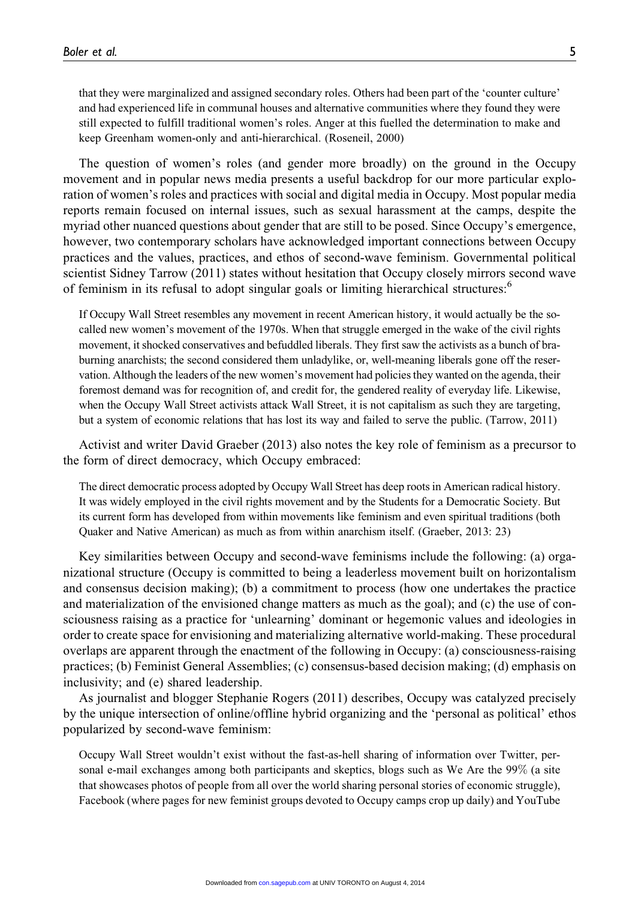that they were marginalized and assigned secondary roles. Others had been part of the 'counter culture' and had experienced life in communal houses and alternative communities where they found they were still expected to fulfill traditional women's roles. Anger at this fuelled the determination to make and keep Greenham women-only and anti-hierarchical. (Roseneil, 2000)

The question of women's roles (and gender more broadly) on the ground in the Occupy movement and in popular news media presents a useful backdrop for our more particular exploration of women's roles and practices with social and digital media in Occupy. Most popular media reports remain focused on internal issues, such as sexual harassment at the camps, despite the myriad other nuanced questions about gender that are still to be posed. Since Occupy's emergence, however, two contemporary scholars have acknowledged important connections between Occupy practices and the values, practices, and ethos of second-wave feminism. Governmental political scientist Sidney Tarrow (2011) states without hesitation that Occupy closely mirrors second wave of feminism in its refusal to adopt singular goals or limiting hierarchical structures:[6]

> If Occupy Wall Street resembles any movement in recent American history, it would actually be the so-called new women's movement of the 1970s. When that struggle emerged in the wake of the civil rights movement, it shocked conservatives and befuddled liberals. They first saw the activists as a bunch of bra-burning anarchists; the second considered them unladylike, or, well-meaning liberals gone off the reservation. Although the leaders of the new women's movement had policies they wanted on the agenda, their foremost demand was for recognition of, and credit for, the gendered reality of everyday life. Likewise, when the Occupy Wall Street activists attack Wall Street, it is not capitalism as such they are targeting, but a system of economic relations that has lost its way and failed to serve the public. (Tarrow, 2011)

Activist and writer David Graeber (2013) also notes the key role of feminism as a precursor to the form of direct democracy, which Occupy embraced:

> The direct democratic process adopted by Occupy Wall Street has deep roots in American radical history. It was widely employed in the civil rights movement and by the Students for a Democratic Society. But its current form has developed from within movements like feminism and even spiritual traditions (both Quaker and Native American) as much as from within anarchism itself. (Graeber, 2013: 23)

Key similarities between Occupy and second-wave feminisms include the following: (a) organizational structure (Occupy is committed to being a leaderless movement built on horizontalism and consensus decision making); (b) a commitment to process (how one undertakes the practice and materialization of the envisioned change matters as much as the goal); and (c) the use of consciousness raising as a practice for 'unlearning' dominant or hegemonic values and ideologies in order to create space for envisioning and materializing alternative world-making. These procedural overlaps are apparent through the enactment of the following in Occupy: (a) consciousness-raising practices; (b) Feminist General Assemblies; (c) consensus-based decision making; (d) emphasis on inclusivity; and (e) shared leadership.

As journalist and blogger Stephanie Rogers (2011) describes, Occupy was catalyzed precisely by the unique intersection of online/offline hybrid organizing and the 'personal as political' ethos popularized by second-wave feminism:

> Occupy Wall Street wouldn't exist without the fast-as-hell sharing of information over Twitter, personal e-mail exchanges among both participants and skeptics, blogs such as We Are the 99% (a site that showcases photos of people from all over the world sharing personal stories of economic struggle), Facebook (where pages for new feminist groups devoted to Occupy camps crop up daily) and YouTube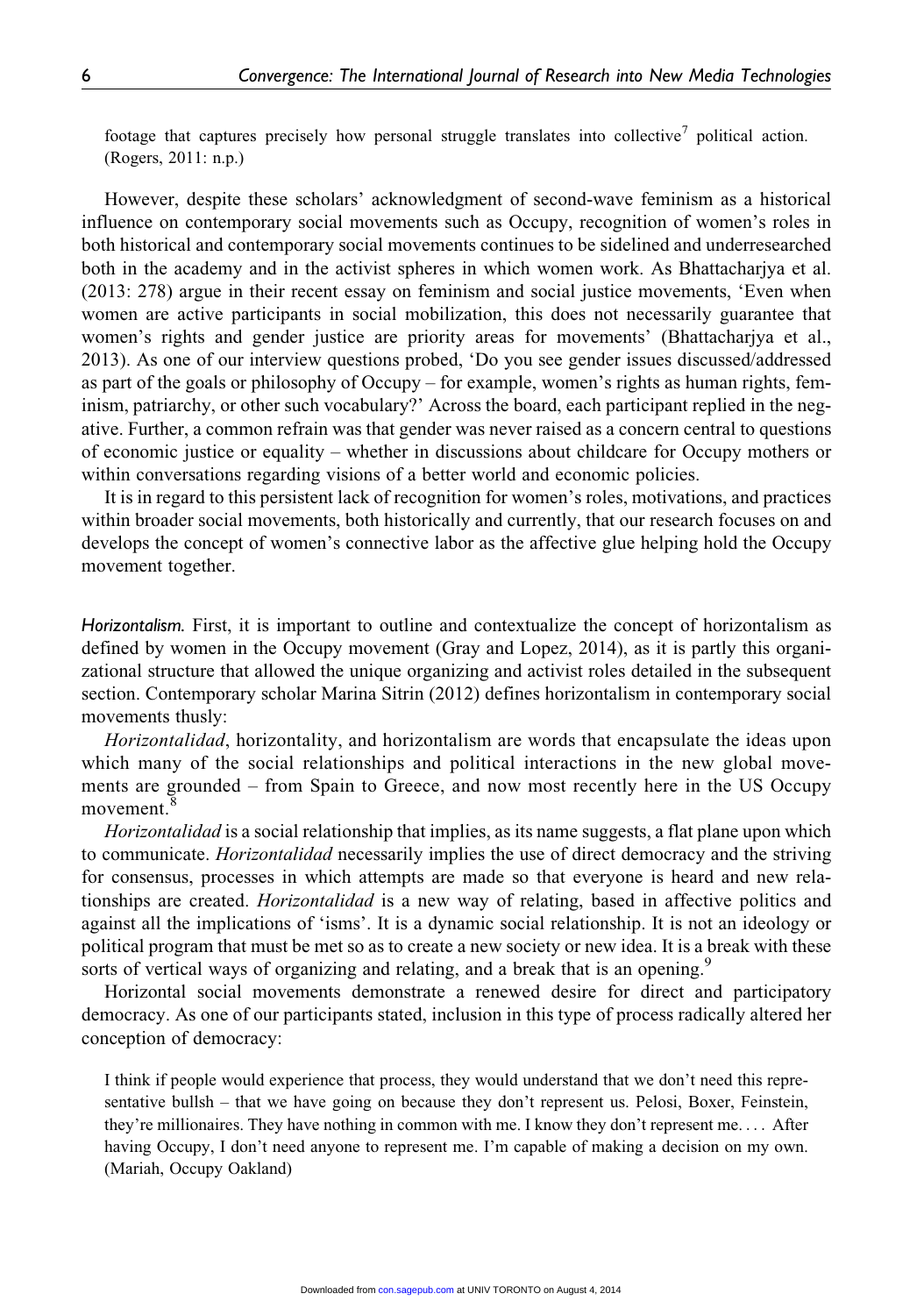footage that captures precisely how personal struggle translates into collective[7] political action. (Rogers, 2011: n.p.)

However, despite these scholars' acknowledgment of second-wave feminism as a historical influence on contemporary social movements such as Occupy, recognition of women's roles in both historical and contemporary social movements continues to be sidelined and underresearched both in the academy and in the activist spheres in which women work. As Bhattacharjya et al. (2013: 278) argue in their recent essay on feminism and social justice movements, 'Even when women are active participants in social mobilization, this does not necessarily guarantee that women's rights and gender justice are priority areas for movements' (Bhattacharjya et al., 2013). As one of our interview questions probed, 'Do you see gender issues discussed/addressed as part of the goals or philosophy of Occupy – for example, women's rights as human rights, feminism, patriarchy, or other such vocabulary?' Across the board, each participant replied in the negative. Further, a common refrain was that gender was never raised as a concern central to questions of economic justice or equality – whether in discussions about childcare for Occupy mothers or within conversations regarding visions of a better world and economic policies.

It is in regard to this persistent lack of recognition for women's roles, motivations, and practices within broader social movements, both historically and currently, that our research focuses on and develops the concept of women's connective labor as the affective glue helping hold the Occupy movement together.

*Horizontalism.* First, it is important to outline and contextualize the concept of horizontalism as defined by women in the Occupy movement (Gray and Lopez, 2014), as it is partly this organizational structure that allowed the unique organizing and activist roles detailed in the subsequent section. Contemporary scholar Marina Sitrin (2012) defines horizontalism in contemporary social movements thusly:

*Horizontalidad*, horizontality, and horizontalism are words that encapsulate the ideas upon which many of the social relationships and political interactions in the new global movements are grounded – from Spain to Greece, and now most recently here in the US Occupy movement.[8]

*Horizontalidad* is a social relationship that implies, as its name suggests, a flat plane upon which to communicate. *Horizontalidad* necessarily implies the use of direct democracy and the striving for consensus, processes in which attempts are made so that everyone is heard and new relationships are created. *Horizontalidad* is a new way of relating, based in affective politics and against all the implications of 'isms'. It is a dynamic social relationship. It is not an ideology or political program that must be met so as to create a new society or new idea. It is a break with these sorts of vertical ways of organizing and relating, and a break that is an opening.[9]

Horizontal social movements demonstrate a renewed desire for direct and participatory democracy. As one of our participants stated, inclusion in this type of process radically altered her conception of democracy:

> I think if people would experience that process, they would understand that we don't need this representative bullsh – that we have going on because they don't represent us. Pelosi, Boxer, Feinstein, they're millionaires. They have nothing in common with me. I know they don't represent me. ... After having Occupy, I don't need anyone to represent me. I'm capable of making a decision on my own. (Mariah, Occupy Oakland)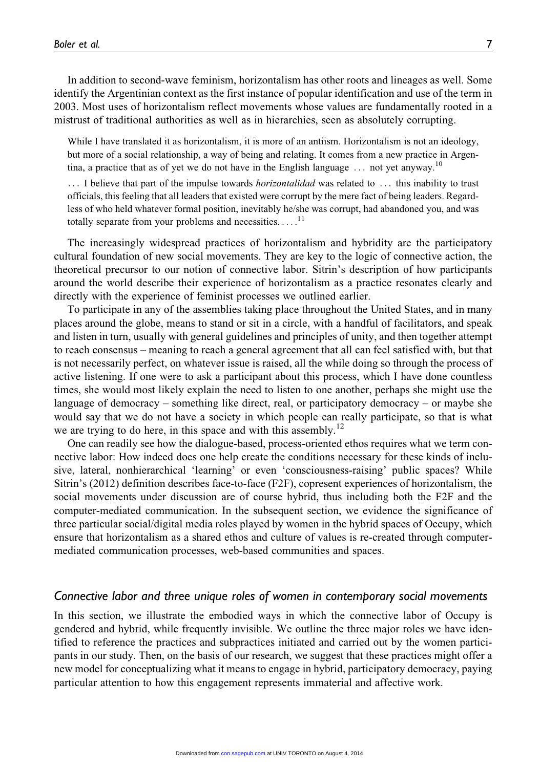In addition to second-wave feminism, horizontalism has other roots and lineages as well. Some identify the Argentinian context as the first instance of popular identification and use of the term in 2003. Most uses of horizontalism reflect movements whose values are fundamentally rooted in a mistrust of traditional authorities as well as in hierarchies, seen as absolutely corrupting.

> While I have translated it as horizontalism, it is more of an antiism. Horizontalism is not an ideology, but more of a social relationship, a way of being and relating. It comes from a new practice in Argentina, a practice that as of yet we do not have in the English language ... not yet anyway.[10]
>
> ... I believe that part of the impulse towards *horizontalidad* was related to ... this inability to trust officials, this feeling that all leaders that existed were corrupt by the mere fact of being leaders. Regardless of who held whatever formal position, inevitably he/she was corrupt, had abandoned you, and was totally separate from your problems and necessities. ....[11]

The increasingly widespread practices of horizontalism and hybridity are the participatory cultural foundation of new social movements. They are key to the logic of connective action, the theoretical precursor to our notion of connective labor. Sitrin's description of how participants around the world describe their experience of horizontalism as a practice resonates clearly and directly with the experience of feminist processes we outlined earlier.

To participate in any of the assemblies taking place throughout the United States, and in many places around the globe, means to stand or sit in a circle, with a handful of facilitators, and speak and listen in turn, usually with general guidelines and principles of unity, and then together attempt to reach consensus – meaning to reach a general agreement that all can feel satisfied with, but that is not necessarily perfect, on whatever issue is raised, all the while doing so through the process of active listening. If one were to ask a participant about this process, which I have done countless times, she would most likely explain the need to listen to one another, perhaps she might use the language of democracy – something like direct, real, or participatory democracy – or maybe she would say that we do not have a society in which people can really participate, so that is what we are trying to do here, in this space and with this assembly.[12]

One can readily see how the dialogue-based, process-oriented ethos requires what we term connective labor: How indeed does one help create the conditions necessary for these kinds of inclusive, lateral, nonhierarchical 'learning' or even 'consciousness-raising' public spaces? While Sitrin's (2012) definition describes face-to-face (F2F), copresent experiences of horizontalism, the social movements under discussion are of course hybrid, thus including both the F2F and the computer-mediated communication. In the subsequent section, we evidence the significance of three particular social/digital media roles played by women in the hybrid spaces of Occupy, which ensure that horizontalism as a shared ethos and culture of values is re-created through computer-mediated communication processes, web-based communities and spaces.

## *Connective labor and three unique roles of women in contemporary social movements*

In this section, we illustrate the embodied ways in which the connective labor of Occupy is gendered and hybrid, while frequently invisible. We outline the three major roles we have identified to reference the practices and subpractices initiated and carried out by the women participants in our study. Then, on the basis of our research, we suggest that these practices might offer a new model for conceptualizing what it means to engage in hybrid, participatory democracy, paying particular attention to how this engagement represents immaterial and affective work.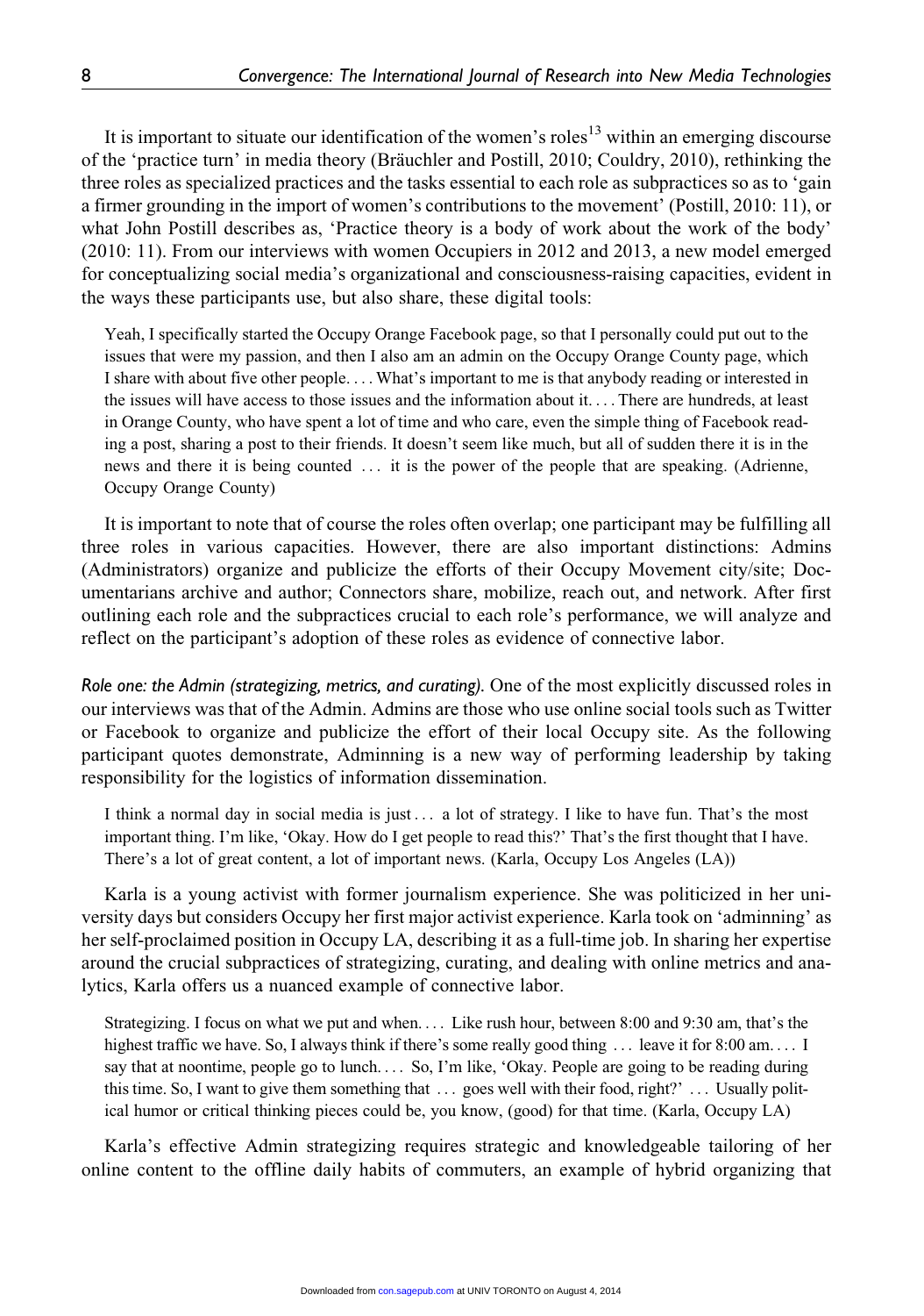It is important to situate our identification of the women's roles[13] within an emerging discourse of the 'practice turn' in media theory (Bräuchler and Postill, 2010; Couldry, 2010), rethinking the three roles as specialized practices and the tasks essential to each role as subpractices so as to 'gain a firmer grounding in the import of women's contributions to the movement' (Postill, 2010: 11), or what John Postill describes as, 'Practice theory is a body of work about the work of the body' (2010: 11). From our interviews with women Occupiers in 2012 and 2013, a new model emerged for conceptualizing social media's organizational and consciousness-raising capacities, evident in the ways these participants use, but also share, these digital tools:

> Yeah, I specifically started the Occupy Orange Facebook page, so that I personally could put out to the issues that were my passion, and then I also am an admin on the Occupy Orange County page, which I share with about five other people. . . . What's important to me is that anybody reading or interested in the issues will have access to those issues and the information about it. . . . There are hundreds, at least in Orange County, who have spent a lot of time and who care, even the simple thing of Facebook reading a post, sharing a post to their friends. It doesn't seem like much, but all of sudden there it is in the news and there it is being counted . . . it is the power of the people that are speaking. (Adrienne, Occupy Orange County)

It is important to note that of course the roles often overlap; one participant may be fulfilling all three roles in various capacities. However, there are also important distinctions: Admins (Administrators) organize and publicize the efforts of their Occupy Movement city/site; Documentarians archive and author; Connectors share, mobilize, reach out, and network. After first outlining each role and the subpractices crucial to each role's performance, we will analyze and reflect on the participant's adoption of these roles as evidence of connective labor.

*Role one: the Admin (strategizing, metrics, and curating).* One of the most explicitly discussed roles in our interviews was that of the Admin. Admins are those who use online social tools such as Twitter or Facebook to organize and publicize the effort of their local Occupy site. As the following participant quotes demonstrate, Adminning is a new way of performing leadership by taking responsibility for the logistics of information dissemination.

> I think a normal day in social media is just . . . a lot of strategy. I like to have fun. That's the most important thing. I'm like, 'Okay. How do I get people to read this?' That's the first thought that I have. There's a lot of great content, a lot of important news. (Karla, Occupy Los Angeles (LA))

Karla is a young activist with former journalism experience. She was politicized in her university days but considers Occupy her first major activist experience. Karla took on 'adminning' as her self-proclaimed position in Occupy LA, describing it as a full-time job. In sharing her expertise around the crucial subpractices of strategizing, curating, and dealing with online metrics and analytics, Karla offers us a nuanced example of connective labor.

> Strategizing. I focus on what we put and when. . . . Like rush hour, between 8:00 and 9:30 am, that's the highest traffic we have. So, I always think if there's some really good thing . . . leave it for 8:00 am. . . . I say that at noontime, people go to lunch. . . . So, I'm like, 'Okay. People are going to be reading during this time. So, I want to give them something that . . . goes well with their food, right?' . . . Usually political humor or critical thinking pieces could be, you know, (good) for that time. (Karla, Occupy LA)

Karla's effective Admin strategizing requires strategic and knowledgeable tailoring of her online content to the offline daily habits of commuters, an example of hybrid organizing that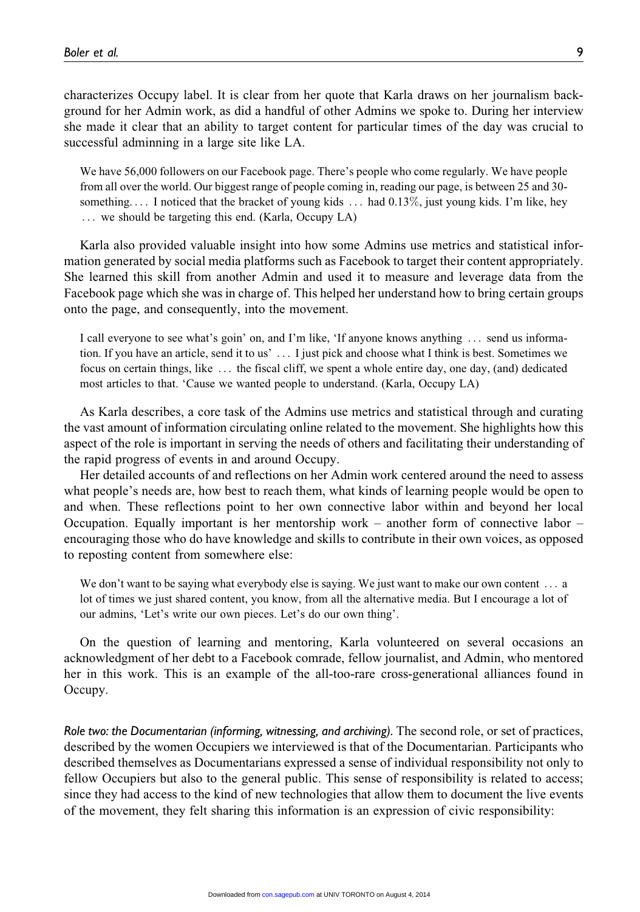characterizes Occupy label. It is clear from her quote that Karla draws on her journalism background for her Admin work, as did a handful of other Admins we spoke to. During her interview she made it clear that an ability to target content for particular times of the day was crucial to successful adminning in a large site like LA.

> We have 56,000 followers on our Facebook page. There's people who come regularly. We have people from all over the world. Our biggest range of people coming in, reading our page, is between 25 and 30-something. . . . I noticed that the bracket of young kids . . . had 0.13%, just young kids. I'm like, hey . . . we should be targeting this end. (Karla, Occupy LA)

Karla also provided valuable insight into how some Admins use metrics and statistical information generated by social media platforms such as Facebook to target their content appropriately. She learned this skill from another Admin and used it to measure and leverage data from the Facebook page which she was in charge of. This helped her understand how to bring certain groups onto the page, and consequently, into the movement.

> I call everyone to see what's goin' on, and I'm like, 'If anyone knows anything . . . send us information. If you have an article, send it to us' . . . I just pick and choose what I think is best. Sometimes we focus on certain things, like . . . the fiscal cliff, we spent a whole entire day, one day, (and) dedicated most articles to that. 'Cause we wanted people to understand. (Karla, Occupy LA)

As Karla describes, a core task of the Admins use metrics and statistical through and curating the vast amount of information circulating online related to the movement. She highlights how this aspect of the role is important in serving the needs of others and facilitating their understanding of the rapid progress of events in and around Occupy.

Her detailed accounts of and reflections on her Admin work centered around the need to assess what people's needs are, how best to reach them, what kinds of learning people would be open to and when. These reflections point to her own connective labor within and beyond her local Occupation. Equally important is her mentorship work – another form of connective labor – encouraging those who do have knowledge and skills to contribute in their own voices, as opposed to reposting content from somewhere else:

> We don't want to be saying what everybody else is saying. We just want to make our own content . . . a lot of times we just shared content, you know, from all the alternative media. But I encourage a lot of our admins, 'Let's write our own pieces. Let's do our own thing'.

On the question of learning and mentoring, Karla volunteered on several occasions an acknowledgment of her debt to a Facebook comrade, fellow journalist, and Admin, who mentored her in this work. This is an example of the all-too-rare cross-generational alliances found in Occupy.

*Role two: the Documentarian (informing, witnessing, and archiving).* The second role, or set of practices, described by the women Occupiers we interviewed is that of the Documentarian. Participants who described themselves as Documentarians expressed a sense of individual responsibility not only to fellow Occupiers but also to the general public. This sense of responsibility is related to access; since they had access to the kind of new technologies that allow them to document the live events of the movement, they felt sharing this information is an expression of civic responsibility: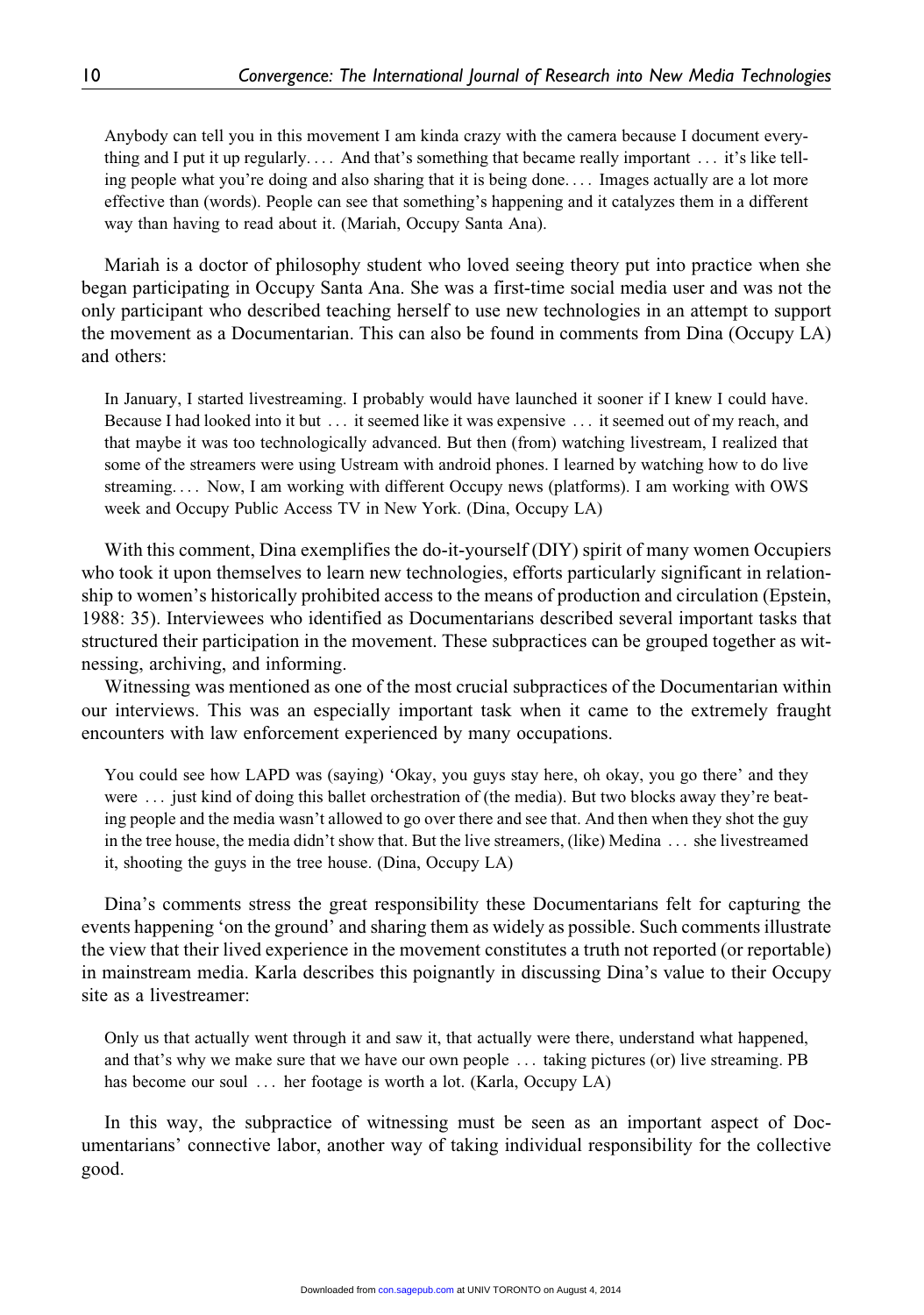> Anybody can tell you in this movement I am kinda crazy with the camera because I document everything and I put it up regularly. . . . And that's something that became really important . . . it's like telling people what you're doing and also sharing that it is being done. . . . Images actually are a lot more effective than (words). People can see that something's happening and it catalyzes them in a different way than having to read about it. (Mariah, Occupy Santa Ana).

Mariah is a doctor of philosophy student who loved seeing theory put into practice when she began participating in Occupy Santa Ana. She was a first-time social media user and was not the only participant who described teaching herself to use new technologies in an attempt to support the movement as a Documentarian. This can also be found in comments from Dina (Occupy LA) and others:

> In January, I started livestreaming. I probably would have launched it sooner if I knew I could have. Because I had looked into it but . . . it seemed like it was expensive . . . it seemed out of my reach, and that maybe it was too technologically advanced. But then (from) watching livestream, I realized that some of the streamers were using Ustream with android phones. I learned by watching how to do live streaming. . . . Now, I am working with different Occupy news (platforms). I am working with OWS week and Occupy Public Access TV in New York. (Dina, Occupy LA)

With this comment, Dina exemplifies the do-it-yourself (DIY) spirit of many women Occupiers who took it upon themselves to learn new technologies, efforts particularly significant in relationship to women's historically prohibited access to the means of production and circulation (Epstein, 1988: 35). Interviewees who identified as Documentarians described several important tasks that structured their participation in the movement. These subpractices can be grouped together as witnessing, archiving, and informing.

Witnessing was mentioned as one of the most crucial subpractices of the Documentarian within our interviews. This was an especially important task when it came to the extremely fraught encounters with law enforcement experienced by many occupations.

> You could see how LAPD was (saying) 'Okay, you guys stay here, oh okay, you go there' and they were . . . just kind of doing this ballet orchestration of (the media). But two blocks away they're beating people and the media wasn't allowed to go over there and see that. And then when they shot the guy in the tree house, the media didn't show that. But the live streamers, (like) Medina . . . she livestreamed it, shooting the guys in the tree house. (Dina, Occupy LA)

Dina's comments stress the great responsibility these Documentarians felt for capturing the events happening 'on the ground' and sharing them as widely as possible. Such comments illustrate the view that their lived experience in the movement constitutes a truth not reported (or reportable) in mainstream media. Karla describes this poignantly in discussing Dina's value to their Occupy site as a livestreamer:

> Only us that actually went through it and saw it, that actually were there, understand what happened, and that's why we make sure that we have our own people . . . taking pictures (or) live streaming. PB has become our soul . . . her footage is worth a lot. (Karla, Occupy LA)

In this way, the subpractice of witnessing must be seen as an important aspect of Documentarians' connective labor, another way of taking individual responsibility for the collective good.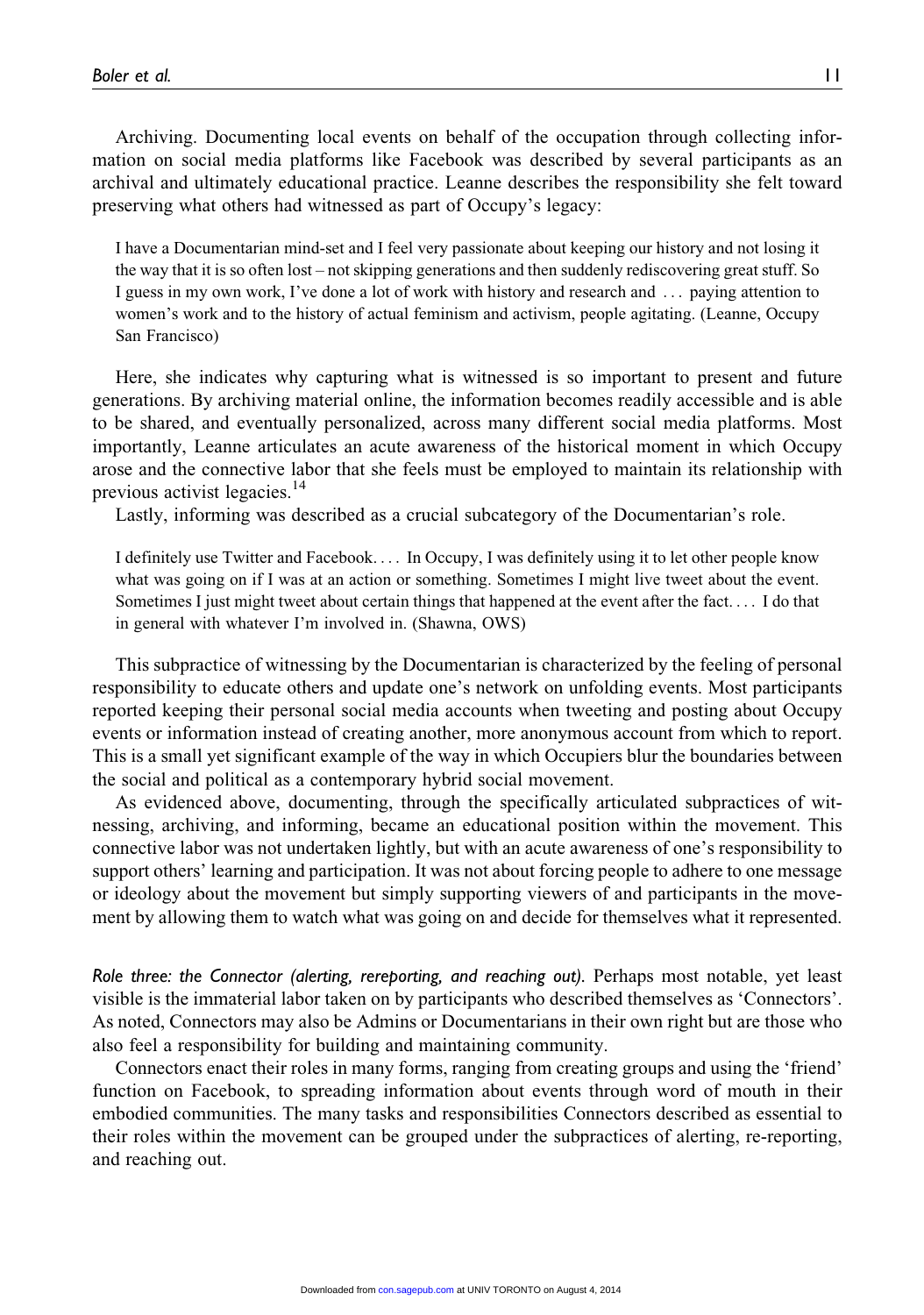Archiving. Documenting local events on behalf of the occupation through collecting information on social media platforms like Facebook was described by several participants as an archival and ultimately educational practice. Leanne describes the responsibility she felt toward preserving what others had witnessed as part of Occupy's legacy:

> I have a Documentarian mind-set and I feel very passionate about keeping our history and not losing it the way that it is so often lost – not skipping generations and then suddenly rediscovering great stuff. So I guess in my own work, I've done a lot of work with history and research and ... paying attention to women's work and to the history of actual feminism and activism, people agitating. (Leanne, Occupy San Francisco)

Here, she indicates why capturing what is witnessed is so important to present and future generations. By archiving material online, the information becomes readily accessible and is able to be shared, and eventually personalized, across many different social media platforms. Most importantly, Leanne articulates an acute awareness of the historical moment in which Occupy arose and the connective labor that she feels must be employed to maintain its relationship with previous activist legacies.[14]

Lastly, informing was described as a crucial subcategory of the Documentarian's role.

> I definitely use Twitter and Facebook.... In Occupy, I was definitely using it to let other people know what was going on if I was at an action or something. Sometimes I might live tweet about the event. Sometimes I just might tweet about certain things that happened at the event after the fact.... I do that in general with whatever I'm involved in. (Shawna, OWS)

This subpractice of witnessing by the Documentarian is characterized by the feeling of personal responsibility to educate others and update one's network on unfolding events. Most participants reported keeping their personal social media accounts when tweeting and posting about Occupy events or information instead of creating another, more anonymous account from which to report. This is a small yet significant example of the way in which Occupiers blur the boundaries between the social and political as a contemporary hybrid social movement.

As evidenced above, documenting, through the specifically articulated subpractices of witnessing, archiving, and informing, became an educational position within the movement. This connective labor was not undertaken lightly, but with an acute awareness of one's responsibility to support others' learning and participation. It was not about forcing people to adhere to one message or ideology about the movement but simply supporting viewers of and participants in the movement by allowing them to watch what was going on and decide for themselves what it represented.

*Role three: the Connector (alerting, rereporting, and reaching out).* Perhaps most notable, yet least visible is the immaterial labor taken on by participants who described themselves as 'Connectors'. As noted, Connectors may also be Admins or Documentarians in their own right but are those who also feel a responsibility for building and maintaining community.

Connectors enact their roles in many forms, ranging from creating groups and using the 'friend' function on Facebook, to spreading information about events through word of mouth in their embodied communities. The many tasks and responsibilities Connectors described as essential to their roles within the movement can be grouped under the subpractices of alerting, re-reporting, and reaching out.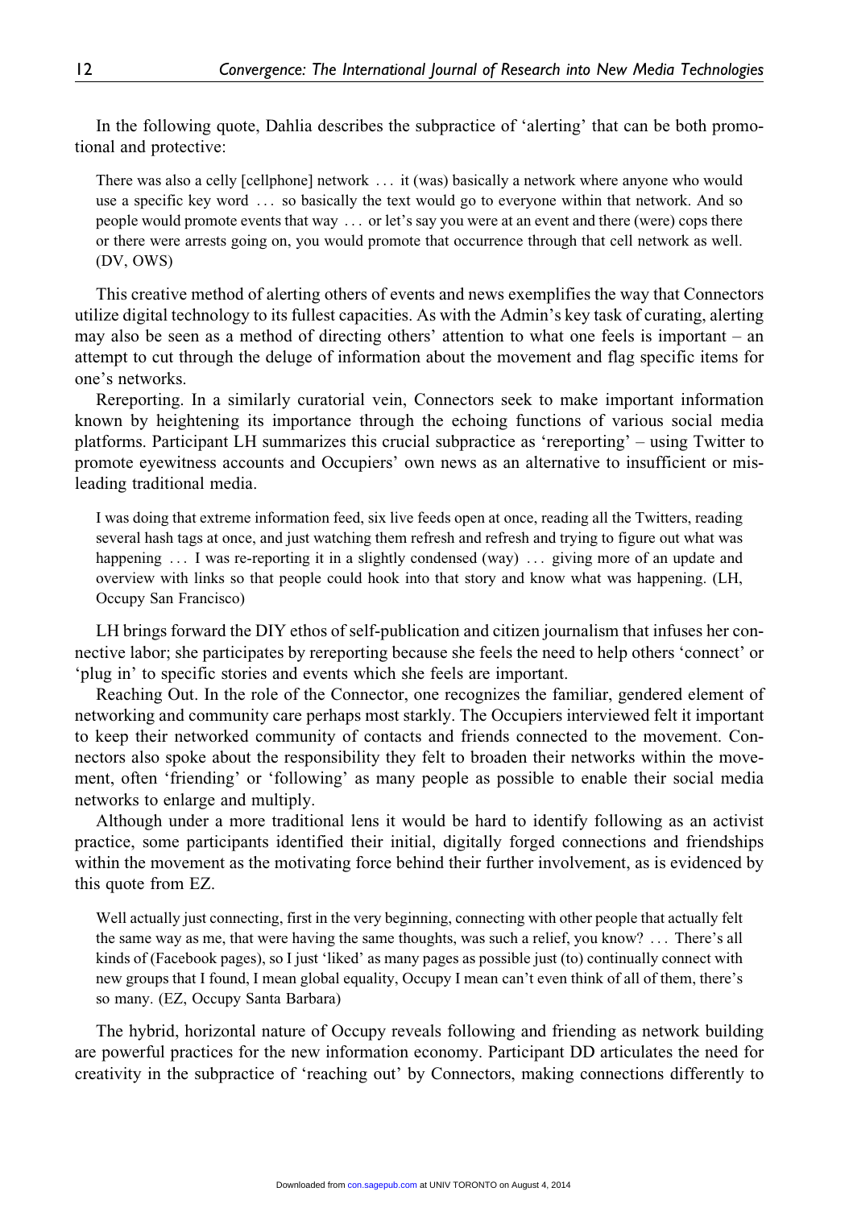In the following quote, Dahlia describes the subpractice of 'alerting' that can be both promotional and protective:

> There was also a celly [cellphone] network ... it (was) basically a network where anyone who would use a specific key word ... so basically the text would go to everyone within that network. And so people would promote events that way ... or let's say you were at an event and there (were) cops there or there were arrests going on, you would promote that occurrence through that cell network as well. (DV, OWS)

This creative method of alerting others of events and news exemplifies the way that Connectors utilize digital technology to its fullest capacities. As with the Admin's key task of curating, alerting may also be seen as a method of directing others' attention to what one feels is important – an attempt to cut through the deluge of information about the movement and flag specific items for one's networks.

Rereporting. In a similarly curatorial vein, Connectors seek to make important information known by heightening its importance through the echoing functions of various social media platforms. Participant LH summarizes this crucial subpractice as 'rereporting' – using Twitter to promote eyewitness accounts and Occupiers' own news as an alternative to insufficient or misleading traditional media.

> I was doing that extreme information feed, six live feeds open at once, reading all the Twitters, reading several hash tags at once, and just watching them refresh and refresh and trying to figure out what was happening ... I was re-reporting it in a slightly condensed (way) ... giving more of an update and overview with links so that people could hook into that story and know what was happening. (LH, Occupy San Francisco)

LH brings forward the DIY ethos of self-publication and citizen journalism that infuses her connective labor; she participates by rereporting because she feels the need to help others 'connect' or 'plug in' to specific stories and events which she feels are important.

Reaching Out. In the role of the Connector, one recognizes the familiar, gendered element of networking and community care perhaps most starkly. The Occupiers interviewed felt it important to keep their networked community of contacts and friends connected to the movement. Connectors also spoke about the responsibility they felt to broaden their networks within the movement, often 'friending' or 'following' as many people as possible to enable their social media networks to enlarge and multiply.

Although under a more traditional lens it would be hard to identify following as an activist practice, some participants identified their initial, digitally forged connections and friendships within the movement as the motivating force behind their further involvement, as is evidenced by this quote from EZ.

> Well actually just connecting, first in the very beginning, connecting with other people that actually felt the same way as me, that were having the same thoughts, was such a relief, you know? ... There's all kinds of (Facebook pages), so I just 'liked' as many pages as possible just (to) continually connect with new groups that I found, I mean global equality, Occupy I mean can't even think of all of them, there's so many. (EZ, Occupy Santa Barbara)

The hybrid, horizontal nature of Occupy reveals following and friending as network building are powerful practices for the new information economy. Participant DD articulates the need for creativity in the subpractice of 'reaching out' by Connectors, making connections differently to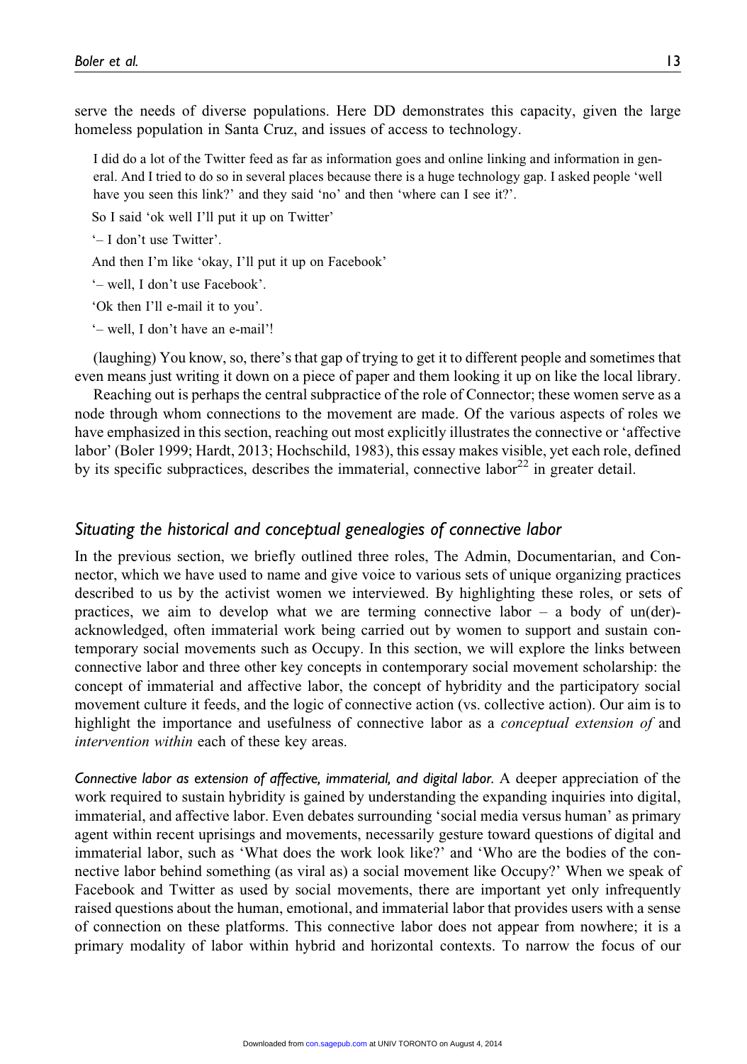serve the needs of diverse populations. Here DD demonstrates this capacity, given the large homeless population in Santa Cruz, and issues of access to technology.

> I did do a lot of the Twitter feed as far as information goes and online linking and information in general. And I tried to do so in several places because there is a huge technology gap. I asked people 'well have you seen this link?' and they said 'no' and then 'where can I see it?'.
>
> So I said 'ok well I'll put it up on Twitter'
>
> '– I don't use Twitter'.
>
> And then I'm like 'okay, I'll put it up on Facebook'
>
> '– well, I don't use Facebook'.
>
> 'Ok then I'll e-mail it to you'.
>
> '– well, I don't have an e-mail'!

(laughing) You know, so, there's that gap of trying to get it to different people and sometimes that even means just writing it down on a piece of paper and them looking it up on like the local library.

Reaching out is perhaps the central subpractice of the role of Connector; these women serve as a node through whom connections to the movement are made. Of the various aspects of roles we have emphasized in this section, reaching out most explicitly illustrates the connective or 'affective labor' (Boler 1999; Hardt, 2013; Hochschild, 1983), this essay makes visible, yet each role, defined by its specific subpractices, describes the immaterial, connective labor[22] in greater detail.

## Situating the historical and conceptual genealogies of connective labor

In the previous section, we briefly outlined three roles, The Admin, Documentarian, and Connector, which we have used to name and give voice to various sets of unique organizing practices described to us by the activist women we interviewed. By highlighting these roles, or sets of practices, we aim to develop what we are terming connective labor – a body of un(der)-acknowledged, often immaterial work being carried out by women to support and sustain contemporary social movements such as Occupy. In this section, we will explore the links between connective labor and three other key concepts in contemporary social movement scholarship: the concept of immaterial and affective labor, the concept of hybridity and the participatory social movement culture it feeds, and the logic of connective action (vs. collective action). Our aim is to highlight the importance and usefulness of connective labor as a *conceptual extension of* and *intervention within* each of these key areas.

*Connective labor as extension of affective, immaterial, and digital labor.* A deeper appreciation of the work required to sustain hybridity is gained by understanding the expanding inquiries into digital, immaterial, and affective labor. Even debates surrounding 'social media versus human' as primary agent within recent uprisings and movements, necessarily gesture toward questions of digital and immaterial labor, such as 'What does the work look like?' and 'Who are the bodies of the connective labor behind something (as viral as) a social movement like Occupy?' When we speak of Facebook and Twitter as used by social movements, there are important yet only infrequently raised questions about the human, emotional, and immaterial labor that provides users with a sense of connection on these platforms. This connective labor does not appear from nowhere; it is a primary modality of labor within hybrid and horizontal contexts. To narrow the focus of our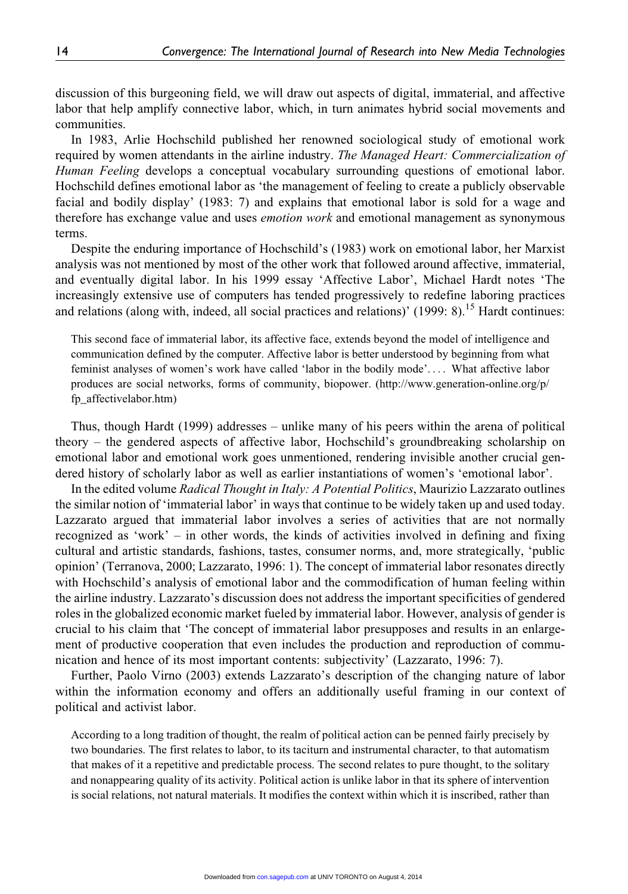discussion of this burgeoning field, we will draw out aspects of digital, immaterial, and affective labor that help amplify connective labor, which, in turn animates hybrid social movements and communities.

In 1983, Arlie Hochschild published her renowned sociological study of emotional work required by women attendants in the airline industry. *The Managed Heart: Commercialization of Human Feeling* develops a conceptual vocabulary surrounding questions of emotional labor. Hochschild defines emotional labor as 'the management of feeling to create a publicly observable facial and bodily display' (1983: 7) and explains that emotional labor is sold for a wage and therefore has exchange value and uses *emotion work* and emotional management as synonymous terms.

Despite the enduring importance of Hochschild's (1983) work on emotional labor, her Marxist analysis was not mentioned by most of the other work that followed around affective, immaterial, and eventually digital labor. In his 1999 essay 'Affective Labor', Michael Hardt notes 'The increasingly extensive use of computers has tended progressively to redefine laboring practices and relations (along with, indeed, all social practices and relations)' (1999: 8).[15] Hardt continues:

> This second face of immaterial labor, its affective face, extends beyond the model of intelligence and communication defined by the computer. Affective labor is better understood by beginning from what feminist analyses of women's work have called 'labor in the bodily mode'.... What affective labor produces are social networks, forms of community, biopower. (http://www.generation-online.org/p/fp_affectivelabor.htm)

Thus, though Hardt (1999) addresses – unlike many of his peers within the arena of political theory – the gendered aspects of affective labor, Hochschild's groundbreaking scholarship on emotional labor and emotional work goes unmentioned, rendering invisible another crucial gendered history of scholarly labor as well as earlier instantiations of women's 'emotional labor'.

In the edited volume *Radical Thought in Italy: A Potential Politics*, Maurizio Lazzarato outlines the similar notion of 'immaterial labor' in ways that continue to be widely taken up and used today. Lazzarato argued that immaterial labor involves a series of activities that are not normally recognized as 'work' – in other words, the kinds of activities involved in defining and fixing cultural and artistic standards, fashions, tastes, consumer norms, and, more strategically, 'public opinion' (Terranova, 2000; Lazzarato, 1996: 1). The concept of immaterial labor resonates directly with Hochschild's analysis of emotional labor and the commodification of human feeling within the airline industry. Lazzarato's discussion does not address the important specificities of gendered roles in the globalized economic market fueled by immaterial labor. However, analysis of gender is crucial to his claim that 'The concept of immaterial labor presupposes and results in an enlargement of productive cooperation that even includes the production and reproduction of communication and hence of its most important contents: subjectivity' (Lazzarato, 1996: 7).

Further, Paolo Virno (2003) extends Lazzarato's description of the changing nature of labor within the information economy and offers an additionally useful framing in our context of political and activist labor.

> According to a long tradition of thought, the realm of political action can be penned fairly precisely by two boundaries. The first relates to labor, to its taciturn and instrumental character, to that automatism that makes of it a repetitive and predictable process. The second relates to pure thought, to the solitary and nonappearing quality of its activity. Political action is unlike labor in that its sphere of intervention is social relations, not natural materials. It modifies the context within which it is inscribed, rather than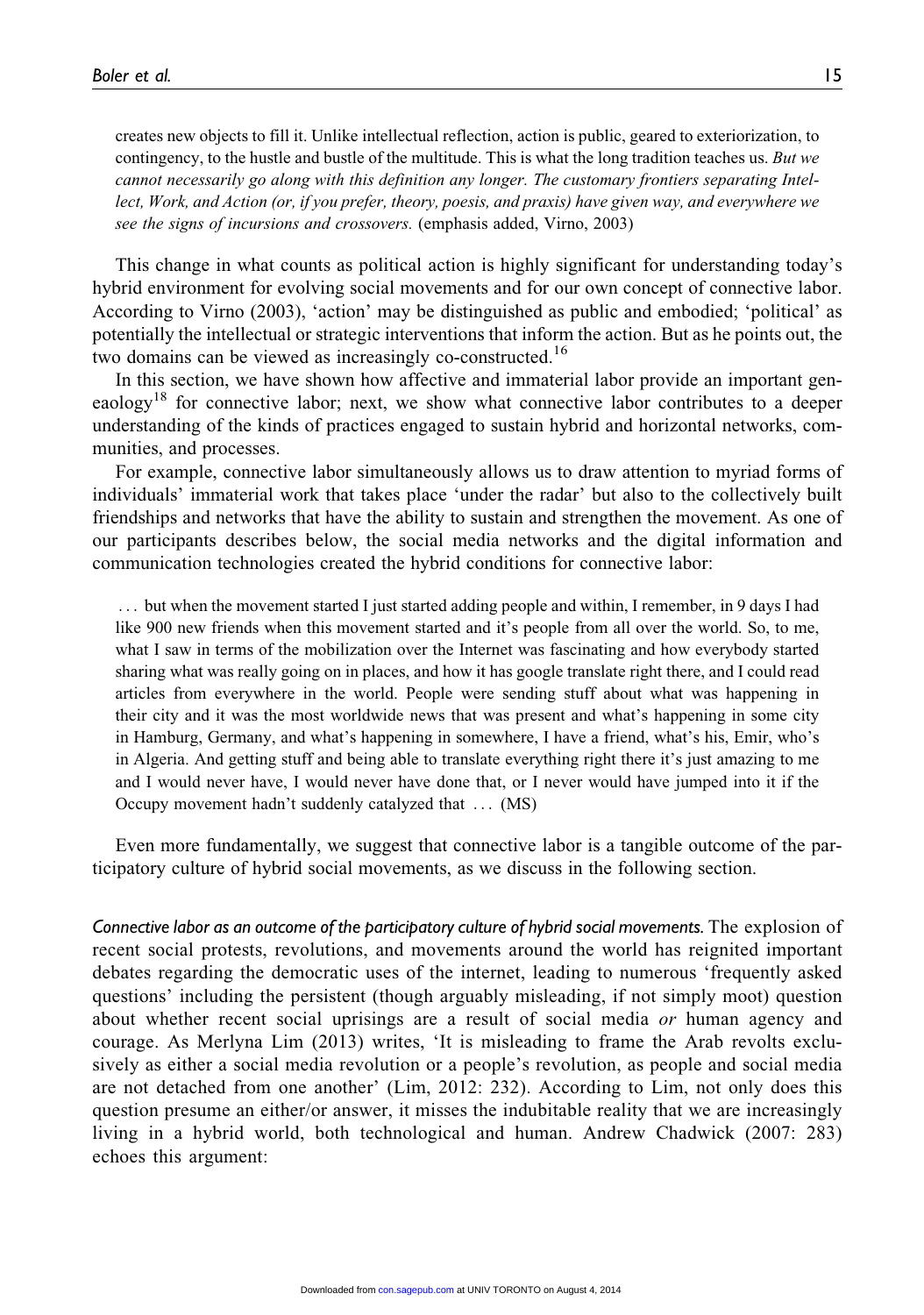creates new objects to fill it. Unlike intellectual reflection, action is public, geared to exteriorization, to contingency, to the hustle and bustle of the multitude. This is what the long tradition teaches us. *But we cannot necessarily go along with this definition any longer. The customary frontiers separating Intellect, Work, and Action (or, if you prefer, theory, poesis, and praxis) have given way, and everywhere we see the signs of incursions and crossovers.* (emphasis added, Virno, 2003)

This change in what counts as political action is highly significant for understanding today's hybrid environment for evolving social movements and for our own concept of connective labor. According to Virno (2003), 'action' may be distinguished as public and embodied; 'political' as potentially the intellectual or strategic interventions that inform the action. But as he points out, the two domains can be viewed as increasingly co-constructed.[16]

In this section, we have shown how affective and immaterial labor provide an important genealogy[18] for connective labor; next, we show what connective labor contributes to a deeper understanding of the kinds of practices engaged to sustain hybrid and horizontal networks, communities, and processes.

For example, connective labor simultaneously allows us to draw attention to myriad forms of individuals' immaterial work that takes place 'under the radar' but also to the collectively built friendships and networks that have the ability to sustain and strengthen the movement. As one of our participants describes below, the social media networks and the digital information and communication technologies created the hybrid conditions for connective labor:

> . . . but when the movement started I just started adding people and within, I remember, in 9 days I had like 900 new friends when this movement started and it's people from all over the world. So, to me, what I saw in terms of the mobilization over the Internet was fascinating and how everybody started sharing what was really going on in places, and how it has google translate right there, and I could read articles from everywhere in the world. People were sending stuff about what was happening in their city and it was the most worldwide news that was present and what's happening in some city in Hamburg, Germany, and what's happening in somewhere, I have a friend, what's his, Emir, who's in Algeria. And getting stuff and being able to translate everything right there it's just amazing to me and I would never have, I would never have done that, or I never would have jumped into it if the Occupy movement hadn't suddenly catalyzed that . . . (MS)

Even more fundamentally, we suggest that connective labor is a tangible outcome of the participatory culture of hybrid social movements, as we discuss in the following section.

*Connective labor as an outcome of the participatory culture of hybrid social movements.* The explosion of recent social protests, revolutions, and movements around the world has reignited important debates regarding the democratic uses of the internet, leading to numerous 'frequently asked questions' including the persistent (though arguably misleading, if not simply moot) question about whether recent social uprisings are a result of social media *or* human agency and courage. As Merlyna Lim (2013) writes, 'It is misleading to frame the Arab revolts exclusively as either a social media revolution or a people's revolution, as people and social media are not detached from one another' (Lim, 2012: 232). According to Lim, not only does this question presume an either/or answer, it misses the indubitable reality that we are increasingly living in a hybrid world, both technological and human. Andrew Chadwick (2007: 283) echoes this argument: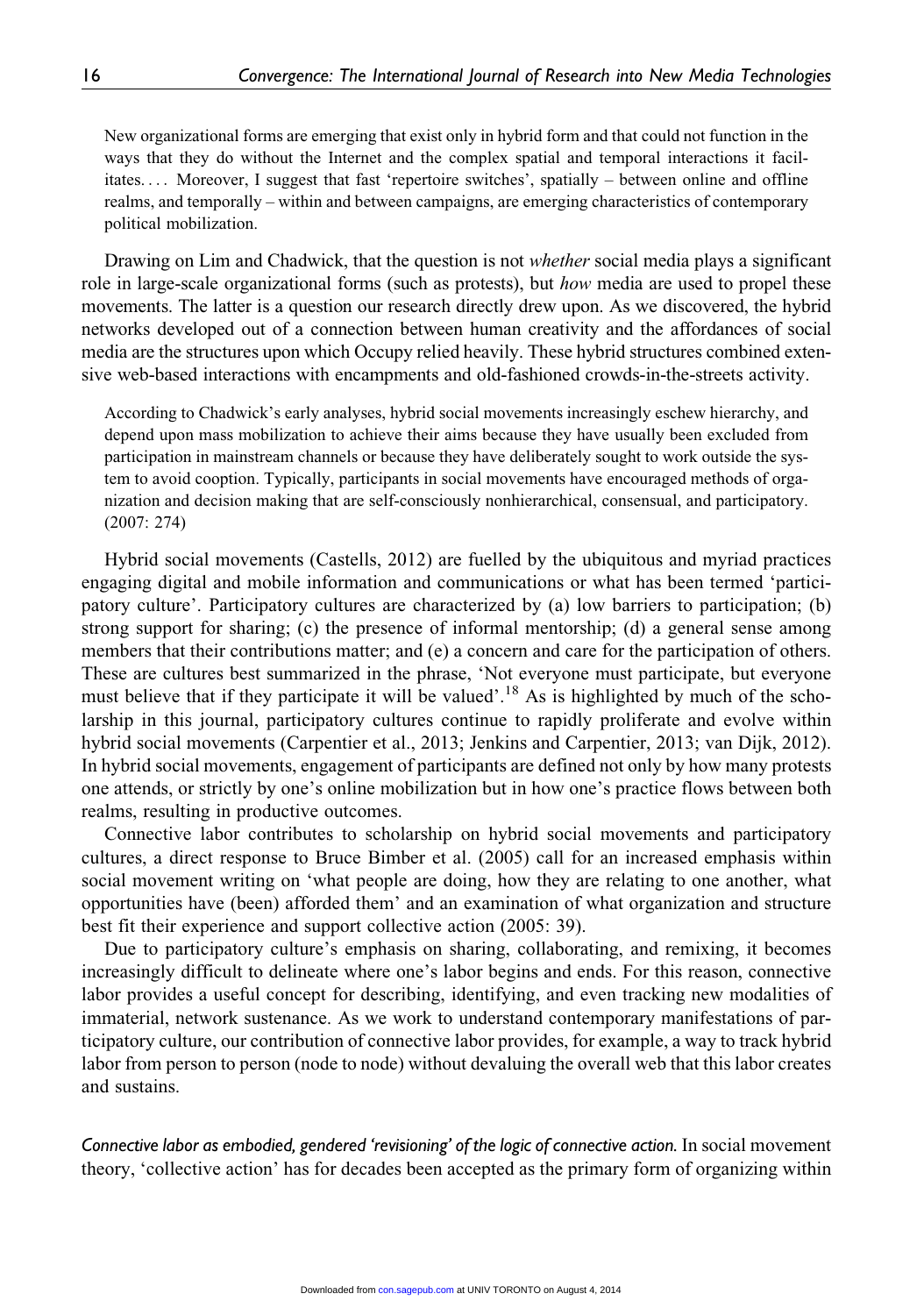> New organizational forms are emerging that exist only in hybrid form and that could not function in the ways that they do without the Internet and the complex spatial and temporal interactions it facilitates. . . . Moreover, I suggest that fast 'repertoire switches', spatially – between online and offline realms, and temporally – within and between campaigns, are emerging characteristics of contemporary political mobilization.

Drawing on Lim and Chadwick, that the question is not *whether* social media plays a significant role in large-scale organizational forms (such as protests), but *how* media are used to propel these movements. The latter is a question our research directly drew upon. As we discovered, the hybrid networks developed out of a connection between human creativity and the affordances of social media are the structures upon which Occupy relied heavily. These hybrid structures combined extensive web-based interactions with encampments and old-fashioned crowds-in-the-streets activity.

> According to Chadwick's early analyses, hybrid social movements increasingly eschew hierarchy, and depend upon mass mobilization to achieve their aims because they have usually been excluded from participation in mainstream channels or because they have deliberately sought to work outside the system to avoid cooption. Typically, participants in social movements have encouraged methods of organization and decision making that are self-consciously nonhierarchical, consensual, and participatory. (2007: 274)

Hybrid social movements (Castells, 2012) are fuelled by the ubiquitous and myriad practices engaging digital and mobile information and communications or what has been termed 'participatory culture'. Participatory cultures are characterized by (a) low barriers to participation; (b) strong support for sharing; (c) the presence of informal mentorship; (d) a general sense among members that their contributions matter; and (e) a concern and care for the participation of others. These are cultures best summarized in the phrase, 'Not everyone must participate, but everyone must believe that if they participate it will be valued'.[18] As is highlighted by much of the scholarship in this journal, participatory cultures continue to rapidly proliferate and evolve within hybrid social movements (Carpentier et al., 2013; Jenkins and Carpentier, 2013; van Dijk, 2012). In hybrid social movements, engagement of participants are defined not only by how many protests one attends, or strictly by one's online mobilization but in how one's practice flows between both realms, resulting in productive outcomes.

Connective labor contributes to scholarship on hybrid social movements and participatory cultures, a direct response to Bruce Bimber et al. (2005) call for an increased emphasis within social movement writing on 'what people are doing, how they are relating to one another, what opportunities have (been) afforded them' and an examination of what organization and structure best fit their experience and support collective action (2005: 39).

Due to participatory culture's emphasis on sharing, collaborating, and remixing, it becomes increasingly difficult to delineate where one's labor begins and ends. For this reason, connective labor provides a useful concept for describing, identifying, and even tracking new modalities of immaterial, network sustenance. As we work to understand contemporary manifestations of participatory culture, our contribution of connective labor provides, for example, a way to track hybrid labor from person to person (node to node) without devaluing the overall web that this labor creates and sustains.

*Connective labor as embodied, gendered 'revisioning' of the logic of connective action.* In social movement theory, 'collective action' has for decades been accepted as the primary form of organizing within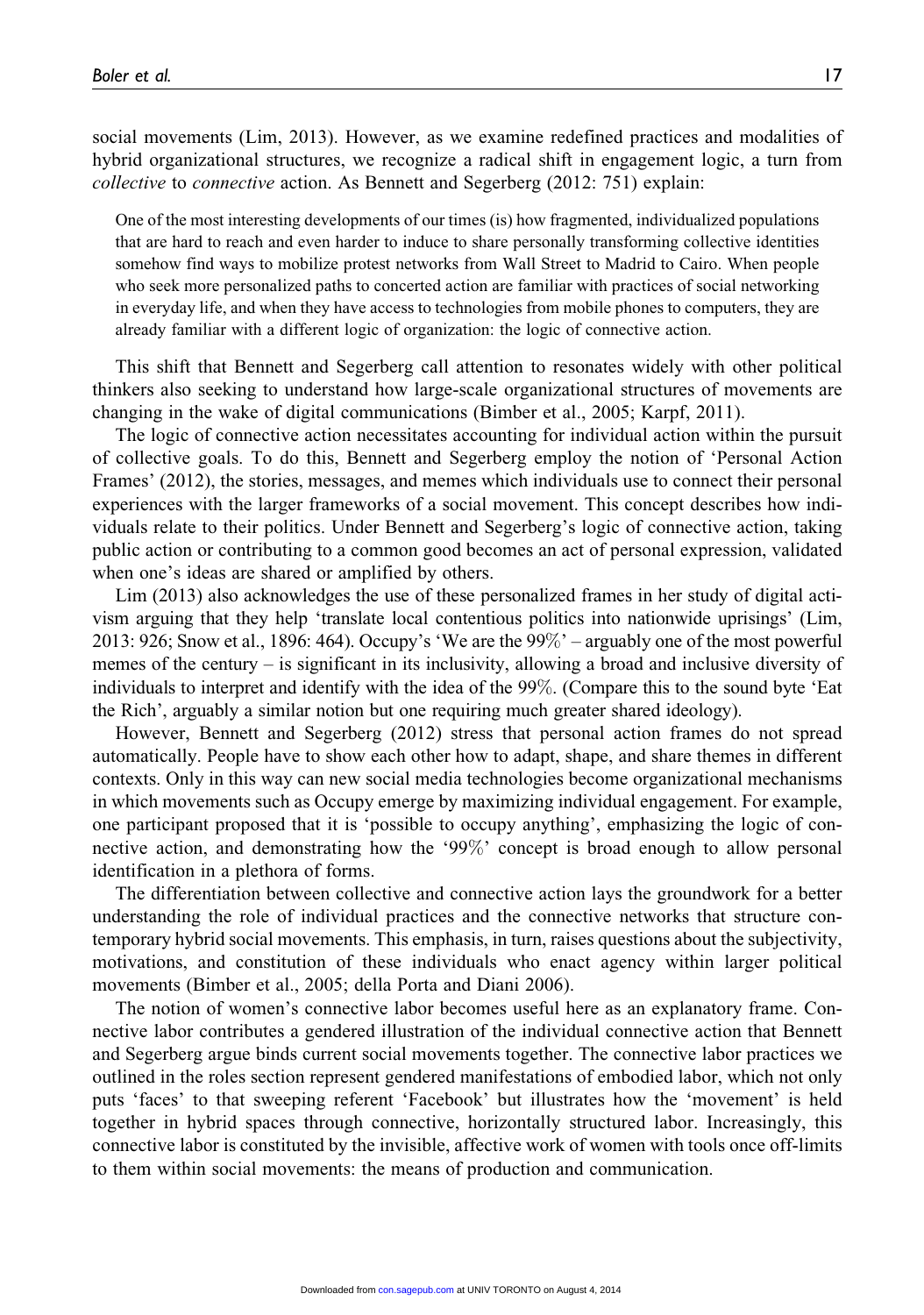social movements (Lim, 2013). However, as we examine redefined practices and modalities of hybrid organizational structures, we recognize a radical shift in engagement logic, a turn from *collective* to *connective* action. As Bennett and Segerberg (2012: 751) explain:

> One of the most interesting developments of our times (is) how fragmented, individualized populations that are hard to reach and even harder to induce to share personally transforming collective identities somehow find ways to mobilize protest networks from Wall Street to Madrid to Cairo. When people who seek more personalized paths to concerted action are familiar with practices of social networking in everyday life, and when they have access to technologies from mobile phones to computers, they are already familiar with a different logic of organization: the logic of connective action.

This shift that Bennett and Segerberg call attention to resonates widely with other political thinkers also seeking to understand how large-scale organizational structures of movements are changing in the wake of digital communications (Bimber et al., 2005; Karpf, 2011).

The logic of connective action necessitates accounting for individual action within the pursuit of collective goals. To do this, Bennett and Segerberg employ the notion of 'Personal Action Frames' (2012), the stories, messages, and memes which individuals use to connect their personal experiences with the larger frameworks of a social movement. This concept describes how individuals relate to their politics. Under Bennett and Segerberg's logic of connective action, taking public action or contributing to a common good becomes an act of personal expression, validated when one's ideas are shared or amplified by others.

Lim (2013) also acknowledges the use of these personalized frames in her study of digital activism arguing that they help 'translate local contentious politics into nationwide uprisings' (Lim, 2013: 926; Snow et al., 1896: 464). Occupy's 'We are the 99%' – arguably one of the most powerful memes of the century – is significant in its inclusivity, allowing a broad and inclusive diversity of individuals to interpret and identify with the idea of the 99%. (Compare this to the sound byte 'Eat the Rich', arguably a similar notion but one requiring much greater shared ideology).

However, Bennett and Segerberg (2012) stress that personal action frames do not spread automatically. People have to show each other how to adapt, shape, and share themes in different contexts. Only in this way can new social media technologies become organizational mechanisms in which movements such as Occupy emerge by maximizing individual engagement. For example, one participant proposed that it is 'possible to occupy anything', emphasizing the logic of connective action, and demonstrating how the '99%' concept is broad enough to allow personal identification in a plethora of forms.

The differentiation between collective and connective action lays the groundwork for a better understanding the role of individual practices and the connective networks that structure contemporary hybrid social movements. This emphasis, in turn, raises questions about the subjectivity, motivations, and constitution of these individuals who enact agency within larger political movements (Bimber et al., 2005; della Porta and Diani 2006).

The notion of women's connective labor becomes useful here as an explanatory frame. Connective labor contributes a gendered illustration of the individual connective action that Bennett and Segerberg argue binds current social movements together. The connective labor practices we outlined in the roles section represent gendered manifestations of embodied labor, which not only puts 'faces' to that sweeping referent 'Facebook' but illustrates how the 'movement' is held together in hybrid spaces through connective, horizontally structured labor. Increasingly, this connective labor is constituted by the invisible, affective work of women with tools once off-limits to them within social movements: the means of production and communication.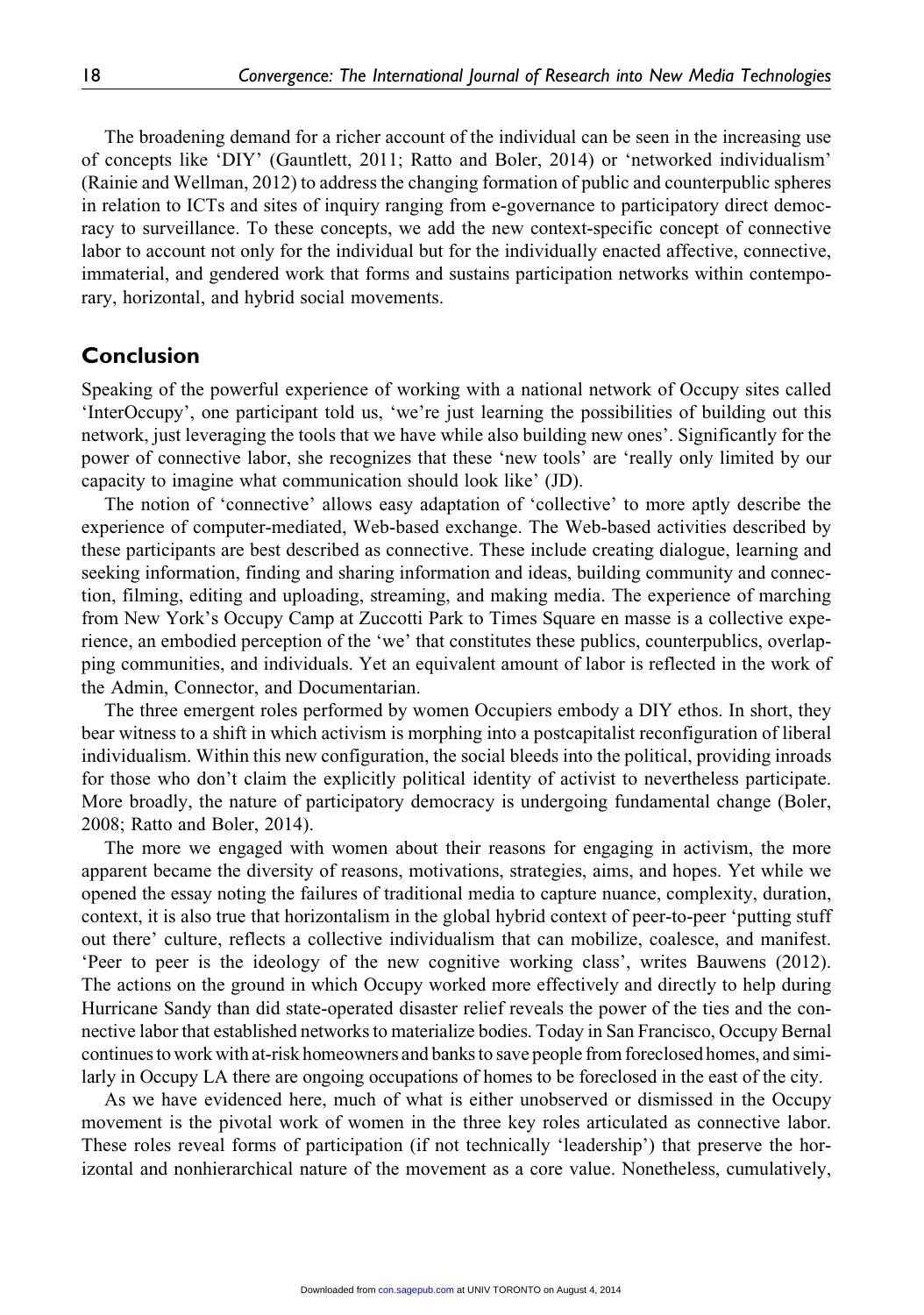The broadening demand for a richer account of the individual can be seen in the increasing use of concepts like 'DIY' (Gauntlett, 2011; Ratto and Boler, 2014) or 'networked individualism' (Rainie and Wellman, 2012) to address the changing formation of public and counterpublic spheres in relation to ICTs and sites of inquiry ranging from e-governance to participatory direct democracy to surveillance. To these concepts, we add the new context-specific concept of connective labor to account not only for the individual but for the individually enacted affective, connective, immaterial, and gendered work that forms and sustains participation networks within contemporary, horizontal, and hybrid social movements.

## Conclusion

Speaking of the powerful experience of working with a national network of Occupy sites called 'InterOccupy', one participant told us, 'we're just learning the possibilities of building out this network, just leveraging the tools that we have while also building new ones'. Significantly for the power of connective labor, she recognizes that these 'new tools' are 'really only limited by our capacity to imagine what communication should look like' (JD).

The notion of 'connective' allows easy adaptation of 'collective' to more aptly describe the experience of computer-mediated, Web-based exchange. The Web-based activities described by these participants are best described as connective. These include creating dialogue, learning and seeking information, finding and sharing information and ideas, building community and connection, filming, editing and uploading, streaming, and making media. The experience of marching from New York's Occupy Camp at Zuccotti Park to Times Square en masse is a collective experience, an embodied perception of the 'we' that constitutes these publics, counterpublics, overlapping communities, and individuals. Yet an equivalent amount of labor is reflected in the work of the Admin, Connector, and Documentarian.

The three emergent roles performed by women Occupiers embody a DIY ethos. In short, they bear witness to a shift in which activism is morphing into a postcapitalist reconfiguration of liberal individualism. Within this new configuration, the social bleeds into the political, providing inroads for those who don't claim the explicitly political identity of activist to nevertheless participate. More broadly, the nature of participatory democracy is undergoing fundamental change (Boler, 2008; Ratto and Boler, 2014).

The more we engaged with women about their reasons for engaging in activism, the more apparent became the diversity of reasons, motivations, strategies, aims, and hopes. Yet while we opened the essay noting the failures of traditional media to capture nuance, complexity, duration, context, it is also true that horizontalism in the global hybrid context of peer-to-peer 'putting stuff out there' culture, reflects a collective individualism that can mobilize, coalesce, and manifest. 'Peer to peer is the ideology of the new cognitive working class', writes Bauwens (2012). The actions on the ground in which Occupy worked more effectively and directly to help during Hurricane Sandy than did state-operated disaster relief reveals the power of the ties and the connective labor that established networks to materialize bodies. Today in San Francisco, Occupy Bernal continues to work with at-risk homeowners and banks to save people from foreclosed homes, and similarly in Occupy LA there are ongoing occupations of homes to be foreclosed in the east of the city.

As we have evidenced here, much of what is either unobserved or dismissed in the Occupy movement is the pivotal work of women in the three key roles articulated as connective labor. These roles reveal forms of participation (if not technically 'leadership') that preserve the horizontal and nonhierarchical nature of the movement as a core value. Nonetheless, cumulatively,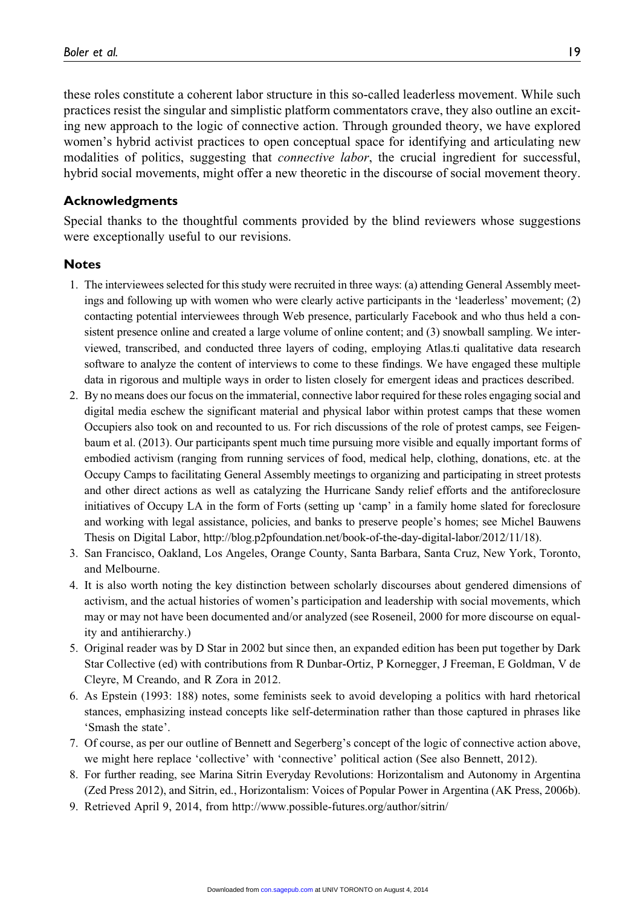these roles constitute a coherent labor structure in this so-called leaderless movement. While such practices resist the singular and simplistic platform commentators crave, they also outline an exciting new approach to the logic of connective action. Through grounded theory, we have explored women's hybrid activist practices to open conceptual space for identifying and articulating new modalities of politics, suggesting that *connective labor*, the crucial ingredient for successful, hybrid social movements, might offer a new theoretic in the discourse of social movement theory.

## Acknowledgments

Special thanks to the thoughtful comments provided by the blind reviewers whose suggestions were exceptionally useful to our revisions.

## Notes

1. The interviewees selected for this study were recruited in three ways: (a) attending General Assembly meetings and following up with women who were clearly active participants in the 'leaderless' movement; (2) contacting potential interviewees through Web presence, particularly Facebook and who thus held a consistent presence online and created a large volume of online content; and (3) snowball sampling. We interviewed, transcribed, and conducted three layers of coding, employing Atlas.ti qualitative data research software to analyze the content of interviews to come to these findings. We have engaged these multiple data in rigorous and multiple ways in order to listen closely for emergent ideas and practices described.
2. By no means does our focus on the immaterial, connective labor required for these roles engaging social and digital media eschew the significant material and physical labor within protest camps that these women Occupiers also took on and recounted to us. For rich discussions of the role of protest camps, see Feigenbaum et al. (2013). Our participants spent much time pursuing more visible and equally important forms of embodied activism (ranging from running services of food, medical help, clothing, donations, etc. at the Occupy Camps to facilitating General Assembly meetings to organizing and participating in street protests and other direct actions as well as catalyzing the Hurricane Sandy relief efforts and the antiforeclosure initiatives of Occupy LA in the form of Forts (setting up 'camp' in a family home slated for foreclosure and working with legal assistance, policies, and banks to preserve people's homes; see Michel Bauwens Thesis on Digital Labor, http://blog.p2pfoundation.net/book-of-the-day-digital-labor/2012/11/18).
3. San Francisco, Oakland, Los Angeles, Orange County, Santa Barbara, Santa Cruz, New York, Toronto, and Melbourne.
4. It is also worth noting the key distinction between scholarly discourses about gendered dimensions of activism, and the actual histories of women's participation and leadership with social movements, which may or may not have been documented and/or analyzed (see Roseneil, 2000 for more discourse on equality and antihierarchy.)
5. Original reader was by D Star in 2002 but since then, an expanded edition has been put together by Dark Star Collective (ed) with contributions from R Dunbar-Ortiz, P Kornegger, J Freeman, E Goldman, V de Cleyre, M Creando, and R Zora in 2012.
6. As Epstein (1993: 188) notes, some feminists seek to avoid developing a politics with hard rhetorical stances, emphasizing instead concepts like self-determination rather than those captured in phrases like 'Smash the state'.
7. Of course, as per our outline of Bennett and Segerberg's concept of the logic of connective action above, we might here replace 'collective' with 'connective' political action (See also Bennett, 2012).
8. For further reading, see Marina Sitrin Everyday Revolutions: Horizontalism and Autonomy in Argentina (Zed Press 2012), and Sitrin, ed., Horizontalism: Voices of Popular Power in Argentina (AK Press, 2006b).
9. Retrieved April 9, 2014, from http://www.possible-futures.org/author/sitrin/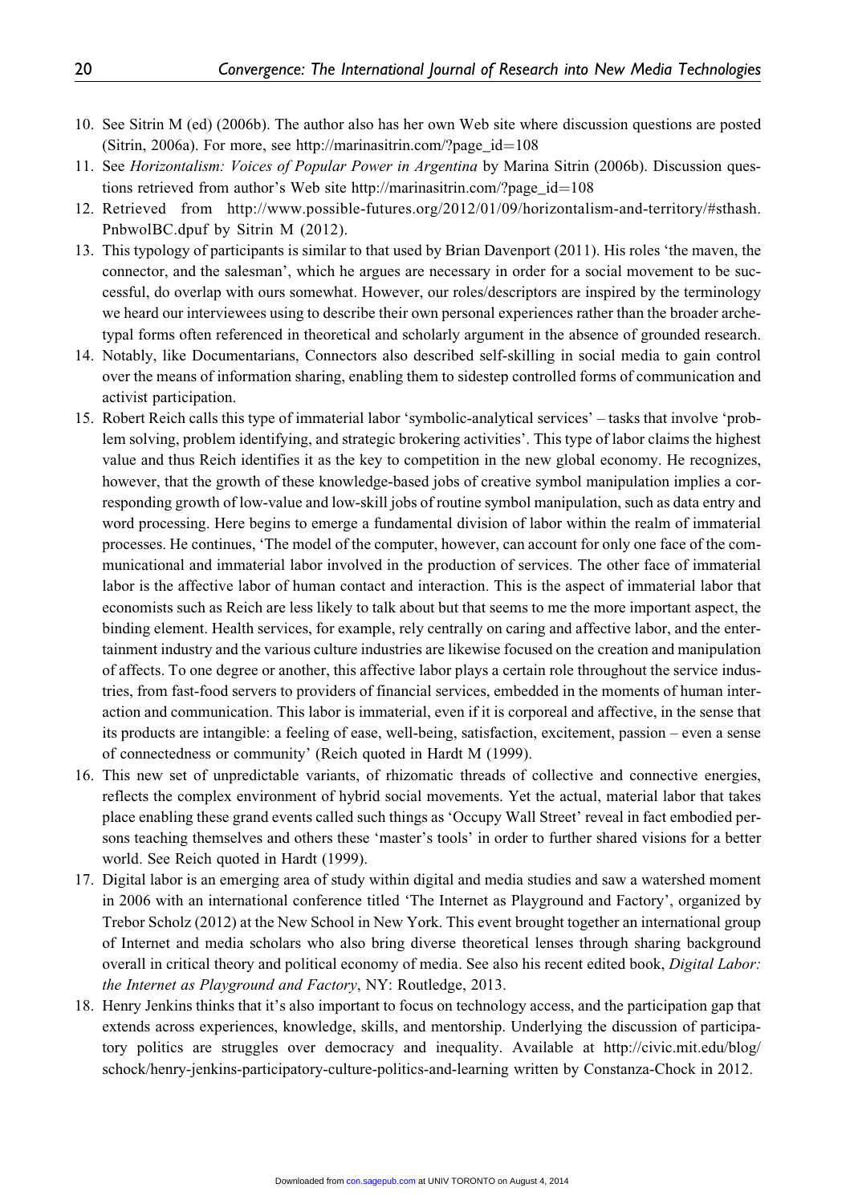10. See Sitrin M (ed) (2006b). The author also has her own Web site where discussion questions are posted (Sitrin, 2006a). For more, see http://marinasitrin.com/?page_id=108
11. See *Horizontalism: Voices of Popular Power in Argentina* by Marina Sitrin (2006b). Discussion questions retrieved from author's Web site http://marinasitrin.com/?page_id=108
12. Retrieved from http://www.possible-futures.org/2012/01/09/horizontalism-and-territory/#sthash.PnbwolBC.dpuf by Sitrin M (2012).
13. This typology of participants is similar to that used by Brian Davenport (2011). His roles 'the maven, the connector, and the salesman', which he argues are necessary in order for a social movement to be successful, do overlap with ours somewhat. However, our roles/descriptors are inspired by the terminology we heard our interviewees using to describe their own personal experiences rather than the broader archetypal forms often referenced in theoretical and scholarly argument in the absence of grounded research.
14. Notably, like Documentarians, Connectors also described self-skilling in social media to gain control over the means of information sharing, enabling them to sidestep controlled forms of communication and activist participation.
15. Robert Reich calls this type of immaterial labor 'symbolic-analytical services' – tasks that involve 'problem solving, problem identifying, and strategic brokering activities'. This type of labor claims the highest value and thus Reich identifies it as the key to competition in the new global economy. He recognizes, however, that the growth of these knowledge-based jobs of creative symbol manipulation implies a corresponding growth of low-value and low-skill jobs of routine symbol manipulation, such as data entry and word processing. Here begins to emerge a fundamental division of labor within the realm of immaterial processes. He continues, 'The model of the computer, however, can account for only one face of the communicational and immaterial labor involved in the production of services. The other face of immaterial labor is the affective labor of human contact and interaction. This is the aspect of immaterial labor that economists such as Reich are less likely to talk about but that seems to me the more important aspect, the binding element. Health services, for example, rely centrally on caring and affective labor, and the entertainment industry and the various culture industries are likewise focused on the creation and manipulation of affects. To one degree or another, this affective labor plays a certain role throughout the service industries, from fast-food servers to providers of financial services, embedded in the moments of human interaction and communication. This labor is immaterial, even if it is corporeal and affective, in the sense that its products are intangible: a feeling of ease, well-being, satisfaction, excitement, passion – even a sense of connectedness or community' (Reich quoted in Hardt M (1999).
16. This new set of unpredictable variants, of rhizomatic threads of collective and connective energies, reflects the complex environment of hybrid social movements. Yet the actual, material labor that takes place enabling these grand events called such things as 'Occupy Wall Street' reveal in fact embodied persons teaching themselves and others these 'master's tools' in order to further shared visions for a better world. See Reich quoted in Hardt (1999).
17. Digital labor is an emerging area of study within digital and media studies and saw a watershed moment in 2006 with an international conference titled 'The Internet as Playground and Factory', organized by Trebor Scholz (2012) at the New School in New York. This event brought together an international group of Internet and media scholars who also bring diverse theoretical lenses through sharing background overall in critical theory and political economy of media. See also his recent edited book, *Digital Labor: the Internet as Playground and Factory*, NY: Routledge, 2013.
18. Henry Jenkins thinks that it's also important to focus on technology access, and the participation gap that extends across experiences, knowledge, skills, and mentorship. Underlying the discussion of participatory politics are struggles over democracy and inequality. Available at http://civic.mit.edu/blog/schock/henry-jenkins-participatory-culture-politics-and-learning written by Constanza-Chock in 2012.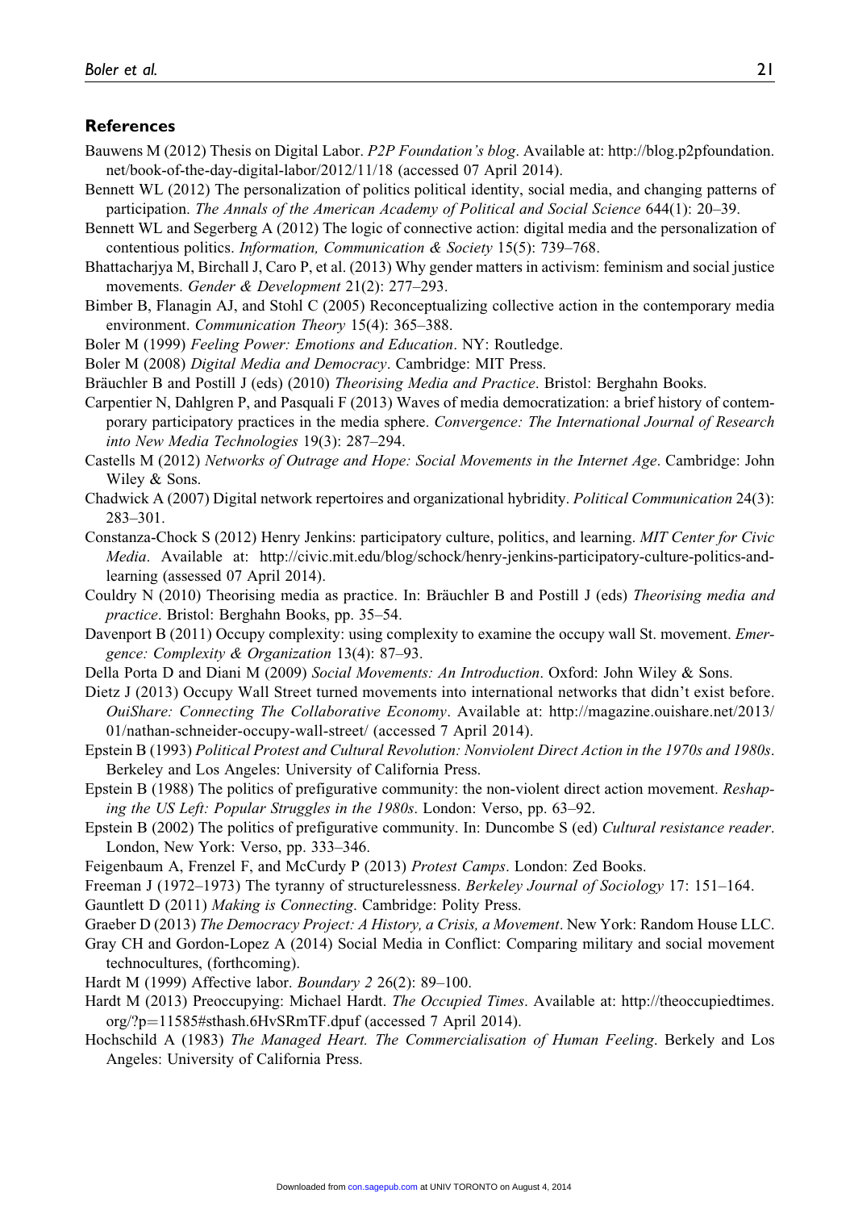## References

Bauwens M (2012) Thesis on Digital Labor. *P2P Foundation's blog*. Available at: http://blog.p2pfoundation.net/book-of-the-day-digital-labor/2012/11/18 (accessed 07 April 2014).

Bennett WL (2012) The personalization of politics political identity, social media, and changing patterns of participation. *The Annals of the American Academy of Political and Social Science* 644(1): 20–39.

Bennett WL and Segerberg A (2012) The logic of connective action: digital media and the personalization of contentious politics. *Information, Communication & Society* 15(5): 739–768.

Bhattacharjya M, Birchall J, Caro P, et al. (2013) Why gender matters in activism: feminism and social justice movements. *Gender & Development* 21(2): 277–293.

Bimber B, Flanagin AJ, and Stohl C (2005) Reconceptualizing collective action in the contemporary media environment. *Communication Theory* 15(4): 365–388.

Boler M (1999) *Feeling Power: Emotions and Education*. NY: Routledge.

Boler M (2008) *Digital Media and Democracy*. Cambridge: MIT Press.

Bräuchler B and Postill J (eds) (2010) *Theorising Media and Practice*. Bristol: Berghahn Books.

Carpentier N, Dahlgren P, and Pasquali F (2013) Waves of media democratization: a brief history of contemporary participatory practices in the media sphere. *Convergence: The International Journal of Research into New Media Technologies* 19(3): 287–294.

Castells M (2012) *Networks of Outrage and Hope: Social Movements in the Internet Age*. Cambridge: John Wiley & Sons.

Chadwick A (2007) Digital network repertoires and organizational hybridity. *Political Communication* 24(3): 283–301.

Constanza-Chock S (2012) Henry Jenkins: participatory culture, politics, and learning. *MIT Center for Civic Media*. Available at: http://civic.mit.edu/blog/schock/henry-jenkins-participatory-culture-politics-and-learning (assessed 07 April 2014).

Couldry N (2010) Theorising media as practice. In: Bräuchler B and Postill J (eds) *Theorising media and practice*. Bristol: Berghahn Books, pp. 35–54.

Davenport B (2011) Occupy complexity: using complexity to examine the occupy wall St. movement. *Emergence: Complexity & Organization* 13(4): 87–93.

Della Porta D and Diani M (2009) *Social Movements: An Introduction*. Oxford: John Wiley & Sons.

Dietz J (2013) Occupy Wall Street turned movements into international networks that didn't exist before. *OuiShare: Connecting The Collaborative Economy*. Available at: http://magazine.ouishare.net/2013/01/nathan-schneider-occupy-wall-street/ (accessed 7 April 2014).

Epstein B (1993) *Political Protest and Cultural Revolution: Nonviolent Direct Action in the 1970s and 1980s*. Berkeley and Los Angeles: University of California Press.

Epstein B (1988) The politics of prefigurative community: the non-violent direct action movement. *Reshaping the US Left: Popular Struggles in the 1980s*. London: Verso, pp. 63–92.

Epstein B (2002) The politics of prefigurative community. In: Duncombe S (ed) *Cultural resistance reader*. London, New York: Verso, pp. 333–346.

Feigenbaum A, Frenzel F, and McCurdy P (2013) *Protest Camps*. London: Zed Books.

Freeman J (1972–1973) The tyranny of structurelessness. *Berkeley Journal of Sociology* 17: 151–164.

Gauntlett D (2011) *Making is Connecting*. Cambridge: Polity Press.

Graeber D (2013) *The Democracy Project: A History, a Crisis, a Movement*. New York: Random House LLC.

Gray CH and Gordon-Lopez A (2014) Social Media in Conflict: Comparing military and social movement technocultures, (forthcoming).

Hardt M (1999) Affective labor. *Boundary 2* 26(2): 89–100.

Hardt M (2013) Preoccupying: Michael Hardt. *The Occupied Times*. Available at: http://theoccupiedtimes.org/?p=11585#sthash.6HvSRmTF.dpuf (accessed 7 April 2014).

Hochschild A (1983) *The Managed Heart. The Commercialisation of Human Feeling*. Berkely and Los Angeles: University of California Press.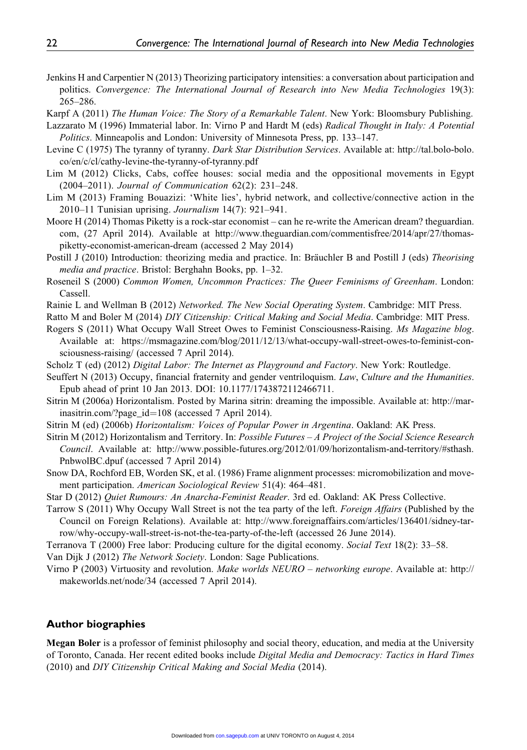Jenkins H and Carpentier N (2013) Theorizing participatory intensities: a conversation about participation and politics. *Convergence: The International Journal of Research into New Media Technologies* 19(3): 265–286.

Karpf A (2011) *The Human Voice: The Story of a Remarkable Talent*. New York: Bloomsbury Publishing.

Lazzarato M (1996) Immaterial labor. In: Virno P and Hardt M (eds) *Radical Thought in Italy: A Potential Politics*. Minneapolis and London: University of Minnesota Press, pp. 133–147.

Levine C (1975) The tyranny of tyranny. *Dark Star Distribution Services*. Available at: http://tal.bolo-bolo.co/en/c/cl/cathy-levine-the-tyranny-of-tyranny.pdf

Lim M (2012) Clicks, Cabs, coffee houses: social media and the oppositional movements in Egypt (2004–2011). *Journal of Communication* 62(2): 231–248.

Lim M (2013) Framing Bouazizi: 'White lies', hybrid network, and collective/connective action in the 2010–11 Tunisian uprising. *Journalism* 14(7): 921–941.

Moore H (2014) Thomas Piketty is a rock-star economist – can he re-write the American dream? theguardian.com, (27 April 2014). Available at http://www.theguardian.com/commentisfree/2014/apr/27/thomas-piketty-economist-american-dream (accessed 2 May 2014)

Postill J (2010) Introduction: theorizing media and practice. In: Bräuchler B and Postill J (eds) *Theorising media and practice*. Bristol: Berghahn Books, pp. 1–32.

Roseneil S (2000) *Common Women, Uncommon Practices: The Queer Feminisms of Greenham*. London: Cassell.

Rainie L and Wellman B (2012) *Networked. The New Social Operating System*. Cambridge: MIT Press.

Ratto M and Boler M (2014) *DIY Citizenship: Critical Making and Social Media*. Cambridge: MIT Press.

Rogers S (2011) What Occupy Wall Street Owes to Feminist Consciousness-Raising. *Ms Magazine blog*. Available at: https://msmagazine.com/blog/2011/12/13/what-occupy-wall-street-owes-to-feminist-consciousness-raising/ (accessed 7 April 2014).

Scholz T (ed) (2012) *Digital Labor: The Internet as Playground and Factory*. New York: Routledge.

Seuffert N (2013) Occupy, financial fraternity and gender ventriloquism. *Law, Culture and the Humanities*. Epub ahead of print 10 Jan 2013. DOI: 10.1177/1743872112466711.

Sitrin M (2006a) Horizontalism. Posted by Marina sitrin: dreaming the impossible. Available at: http://marinasitrin.com/?page_id=108 (accessed 7 April 2014).

Sitrin M (ed) (2006b) *Horizontalism: Voices of Popular Power in Argentina*. Oakland: AK Press.

Sitrin M (2012) Horizontalism and Territory. In: *Possible Futures – A Project of the Social Science Research Council*. Available at: http://www.possible-futures.org/2012/01/09/horizontalism-and-territory/#sthash.PnbwolBC.dpuf (accessed 7 April 2014)

Snow DA, Rochford EB, Worden SK, et al. (1986) Frame alignment processes: micromobilization and movement participation. *American Sociological Review* 51(4): 464–481.

Star D (2012) *Quiet Rumours: An Anarcha-Feminist Reader*. 3rd ed. Oakland: AK Press Collective.

Tarrow S (2011) Why Occupy Wall Street is not the tea party of the left. *Foreign Affairs* (Published by the Council on Foreign Relations). Available at: http://www.foreignaffairs.com/articles/136401/sidney-tarrow/why-occupy-wall-street-is-not-the-tea-party-of-the-left (accessed 26 June 2014).

Terranova T (2000) Free labor: Producing culture for the digital economy. *Social Text* 18(2): 33–58.

Van Dijk J (2012) *The Network Society*. London: Sage Publications.

Virno P (2003) Virtuosity and revolution. *Make worlds NEURO – networking europe*. Available at: http://makeworlds.net/node/34 (accessed 7 April 2014).

## Author biographies

**Megan Boler** is a professor of feminist philosophy and social theory, education, and media at the University of Toronto, Canada. Her recent edited books include *Digital Media and Democracy: Tactics in Hard Times* (2010) and *DIY Citizenship Critical Making and Social Media* (2014).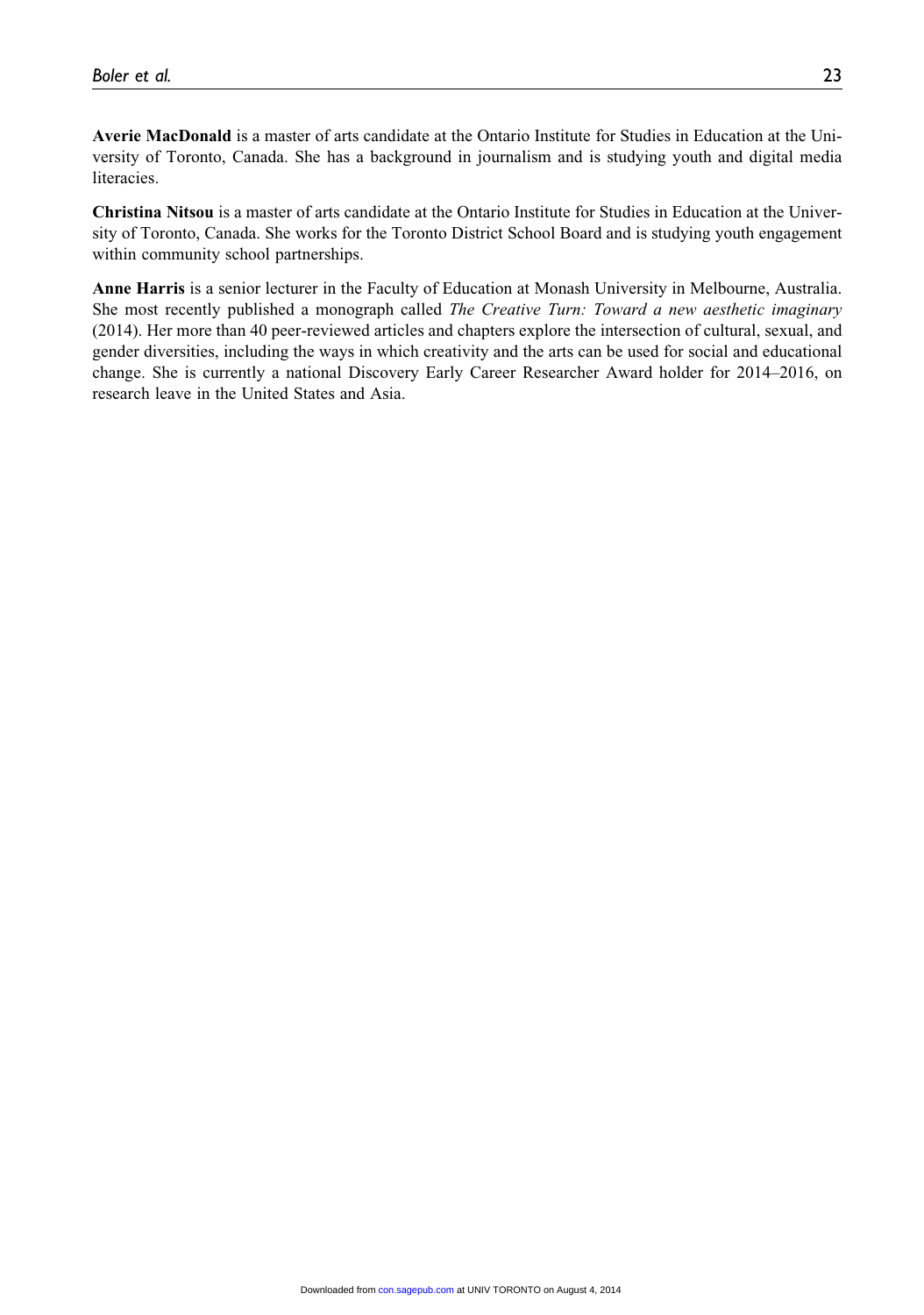**Averie MacDonald** is a master of arts candidate at the Ontario Institute for Studies in Education at the University of Toronto, Canada. She has a background in journalism and is studying youth and digital media literacies.

**Christina Nitsou** is a master of arts candidate at the Ontario Institute for Studies in Education at the University of Toronto, Canada. She works for the Toronto District School Board and is studying youth engagement within community school partnerships.

**Anne Harris** is a senior lecturer in the Faculty of Education at Monash University in Melbourne, Australia. She most recently published a monograph called *The Creative Turn: Toward a new aesthetic imaginary* (2014). Her more than 40 peer-reviewed articles and chapters explore the intersection of cultural, sexual, and gender diversities, including the ways in which creativity and the arts can be used for social and educational change. She is currently a national Discovery Early Career Researcher Award holder for 2014–2016, on research leave in the United States and Asia.